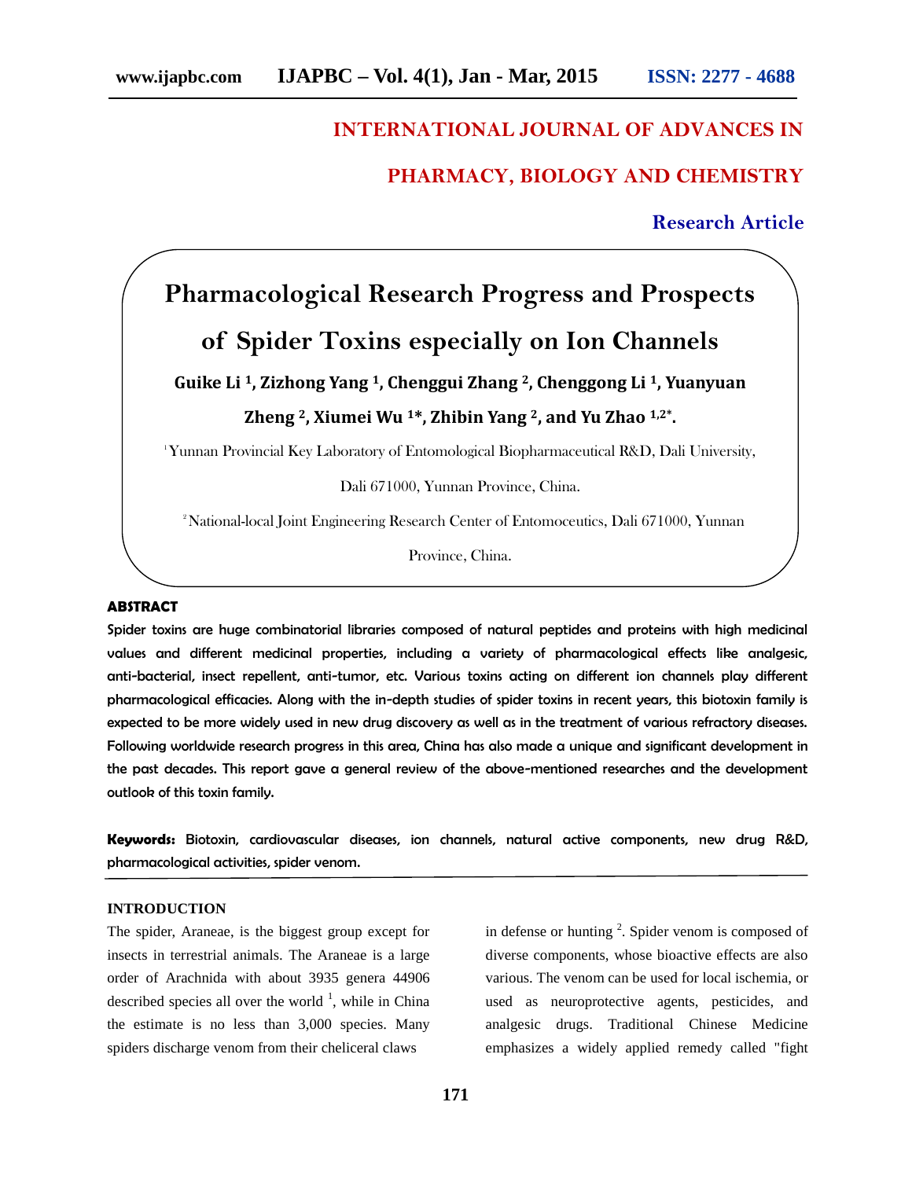# INTERNATIONAL JOURNAL OF ADVANCES IN PHARMACY, BIOLOGY AND CHEMISTRY

**Research Article**

# Pharmacological Research Progress and Prospects of Spider Toxins especially on Ion Channels

**Guike Li [1], Zizhong Yang [1], Chenggui Zhang [2], Chenggong Li [1], Yuanyuan Zheng [2], Xiumei Wu [1]*, Zhibin Yang [2], and Yu Zhao [1,2]*.**

[1] Yunnan Provincial Key Laboratory of Entomological Biopharmaceutical R&D, Dali University, Dali 671000, Yunnan Province, China.

[2] National-local Joint Engineering Research Center of Entomoceutics, Dali 671000, Yunnan Province, China.

## ABSTRACT

Spider toxins are huge combinatorial libraries composed of natural peptides and proteins with high medicinal values and different medicinal properties, including a variety of pharmacological effects like analgesic, anti-bacterial, insect repellent, anti-tumor, etc. Various toxins acting on different ion channels play different pharmacological efficacies. Along with the in-depth studies of spider toxins in recent years, this biotoxin family is expected to be more widely used in new drug discovery as well as in the treatment of various refractory diseases. Following worldwide research progress in this area, China has also made a unique and significant development in the past decades. This report gave a general review of the above-mentioned researches and the development outlook of this toxin family.

**Keywords:** Biotoxin, cardiovascular diseases, ion channels, natural active components, new drug R&D, pharmacological activities, spider venom.

## INTRODUCTION

The spider, Araneae, is the biggest group except for insects in terrestrial animals. The Araneae is a large order of Arachnida with about 3935 genera 44906 described species all over the world [1], while in China the estimate is no less than 3,000 species. Many spiders discharge venom from their cheliceral claws in defense or hunting [2]. Spider venom is composed of diverse components, whose bioactive effects are also various. The venom can be used for local ischemia, or used as neuroprotective agents, pesticides, and analgesic drugs. Traditional Chinese Medicine emphasizes a widely applied remedy called "fight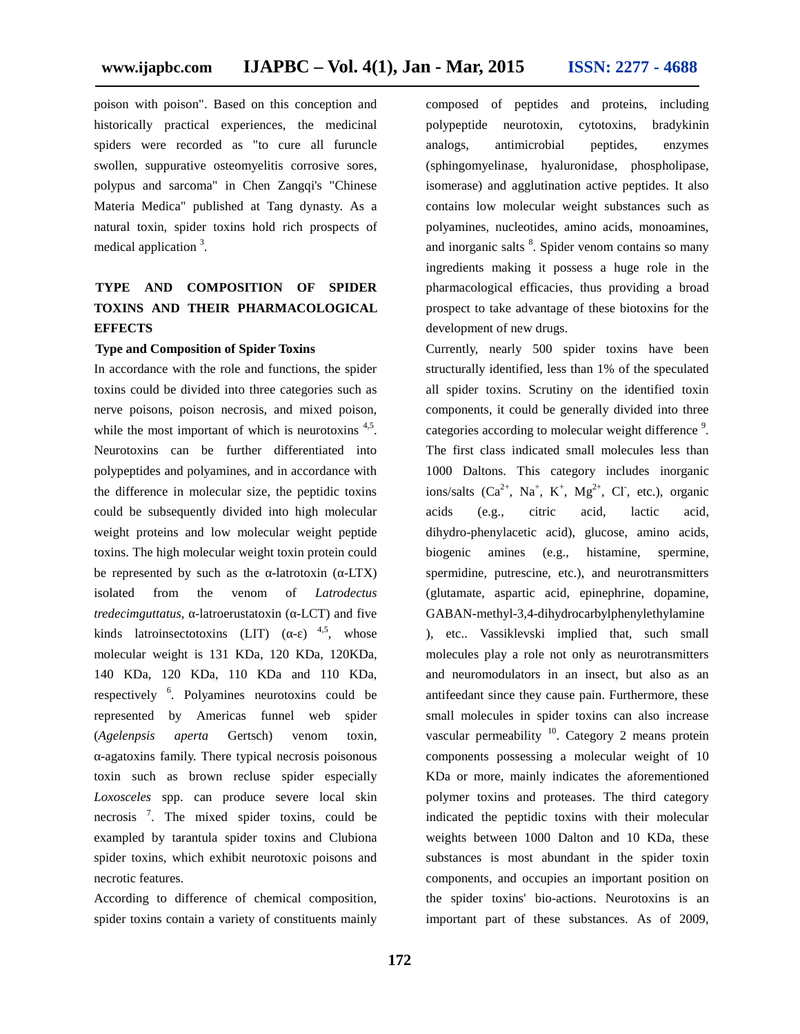poison with poison". Based on this conception and historically practical experiences, the medicinal spiders were recorded as "to cure all furuncle swollen, suppurative osteomyelitis corrosive sores, polypus and sarcoma" in Chen Zangqi's "Chinese Materia Medica" published at Tang dynasty. As a natural toxin, spider toxins hold rich prospects of medical application [3].

## TYPE AND COMPOSITION OF SPIDER TOXINS AND THEIR PHARMACOLOGICAL EFFECTS

### Type and Composition of Spider Toxins

In accordance with the role and functions, the spider toxins could be divided into three categories such as nerve poisons, poison necrosis, and mixed poison, while the most important of which is neurotoxins [4,5]. Neurotoxins can be further differentiated into polypeptides and polyamines, and in accordance with the difference in molecular size, the peptidic toxins could be subsequently divided into high molecular weight proteins and low molecular weight peptide toxins. The high molecular weight toxin protein could be represented by such as the α-latrotoxin (α-LTX) isolated from the venom of *Latrodectus tredecimguttatus*, α-latroerustatoxin (α-LCT) and five kinds latroinsectotoxins (LIT) (α-ε) [4,5], whose molecular weight is 131 KDa, 120 KDa, 120KDa, 140 KDa, 120 KDa, 110 KDa and 110 KDa, respectively [6]. Polyamines neurotoxins could be represented by Americas funnel web spider (*Agelenpsis aperta* Gertsch) venom toxin, α-agatoxins family. There typical necrosis poisonous toxin such as brown recluse spider especially *Loxosceles* spp. can produce severe local skin necrosis [7]. The mixed spider toxins, could be exampled by tarantula spider toxins and Clubiona spider toxins, which exhibit neurotoxic poisons and necrotic features.

According to difference of chemical composition, spider toxins contain a variety of constituents mainly composed of peptides and proteins, including polypeptide neurotoxin, cytotoxins, bradykinin analogs, antimicrobial peptides, enzymes (sphingomyelinase, hyaluronidase, phospholipase, isomerase) and agglutination active peptides. It also contains low molecular weight substances such as polyamines, nucleotides, amino acids, monoamines, and inorganic salts [8]. Spider venom contains so many ingredients making it possess a huge role in the pharmacological efficacies, thus providing a broad prospect to take advantage of these biotoxins for the development of new drugs.

Currently, nearly 500 spider toxins have been structurally identified, less than 1% of the speculated all spider toxins. Scrutiny on the identified toxin components, it could be generally divided into three categories according to molecular weight difference [9]. The first class indicated small molecules less than 1000 Daltons. This category includes inorganic ions/salts ($Ca^{2+}$, $Na^{+}$, $K^{+}$, $Mg^{2+}$, $Cl^{-}$, etc.), organic acids (e.g., citric acid, lactic acid, dihydro-phenylacetic acid), glucose, amino acids, biogenic amines (e.g., histamine, spermine, spermidine, putrescine, etc.), and neurotransmitters (glutamate, aspartic acid, epinephrine, dopamine, GABAN-methyl-3,4-dihydrocarbylphenylethylamine ), etc.. Vassiklevski implied that, such small molecules play a role not only as neurotransmitters and neuromodulators in an insect, but also as an antifeedant since they cause pain. Furthermore, these small molecules in spider toxins can also increase vascular permeability [10]. Category 2 means protein components possessing a molecular weight of 10 KDa or more, mainly indicates the aforementioned polymer toxins and proteases. The third category indicated the peptidic toxins with their molecular weights between 1000 Dalton and 10 KDa, these substances is most abundant in the spider toxin components, and occupies an important position on the spider toxins' bio-actions. Neurotoxins is an important part of these substances. As of 2009,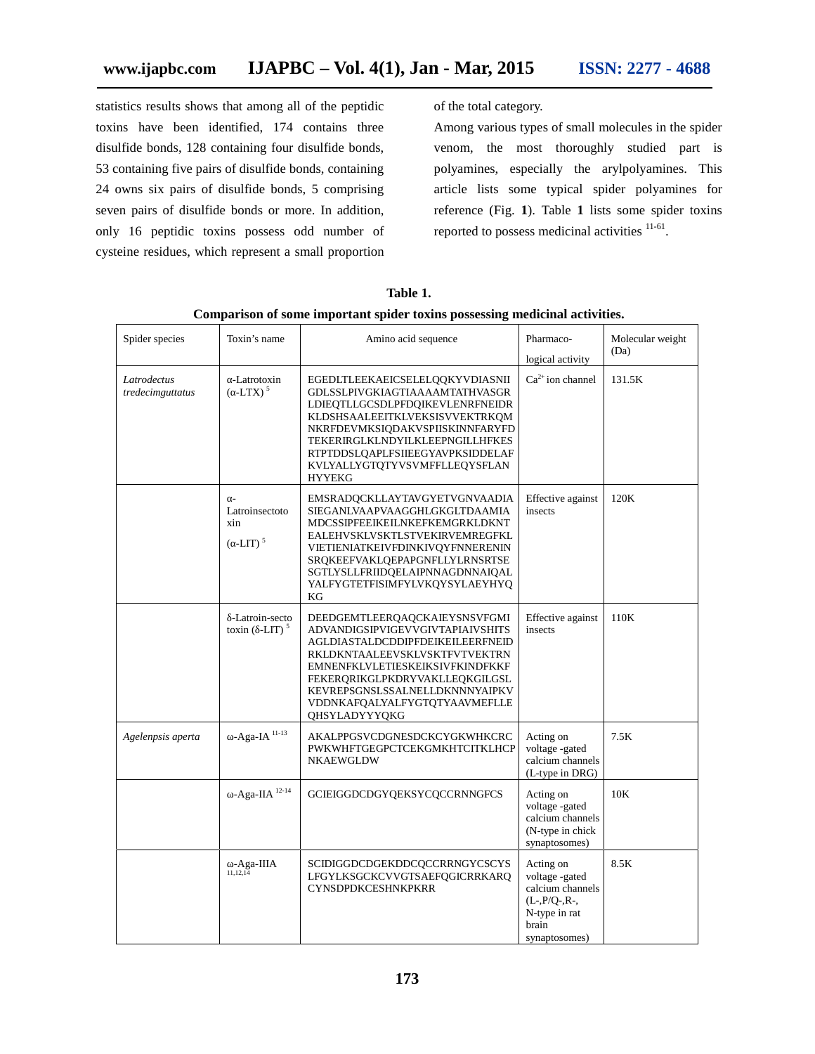statistics results shows that among all of the peptidic toxins have been identified, 174 contains three disulfide bonds, 128 containing four disulfide bonds, 53 containing five pairs of disulfide bonds, containing 24 owns six pairs of disulfide bonds, 5 comprising seven pairs of disulfide bonds or more. In addition, only 16 peptidic toxins possess odd number of cysteine residues, which represent a small proportion of the total category.

Among various types of small molecules in the spider venom, the most thoroughly studied part is polyamines, especially the arylpolyamines. This article lists some typical spider polyamines for reference (Fig. **1**). Table **1** lists some spider toxins reported to possess medicinal activities [11-61].

**Table 1.**

**Comparison of some important spider toxins possessing medicinal activities.**

| Spider species | Toxin's name | Amino acid sequence | Pharmaco-logical activity | Molecular weight (Da) |
|---|---|---|---|---|
| *Latrodectus tredecimguttatus* | α-Latrotoxin (α-LTX) [5] | EGEDLTLEEKAEICSELELQQKYVDIASNIIGDLSSLPIVGKIAGTIAAAAMTATHVASGRLDIEQTLLGCSDLPFDQIKEVLENRFNEIDRKLDSHSAALEEITKLVEKSISVVEKTRKQMNKRFDEVMKSIQDAKVSPIISKINNFARYFDTEKERIRGLKLNDYILKLEEPNGILLHFKESRTPTDDSLQAPLFSIIEEGYAVPKSIDDELAFKVLYALLYGTQTYVSVMFFLLEQYSFLANHYYEKG | $Ca^{2+}$ ion channel | 131.5K |
| | α-Latroinsectotoxin (α-LIT) [5] | EMSRADQCKLLAYTAVGYETVGNVAADIASIEGANLVAAPVAAGGHLGKGLTDAAMIAMDCSSIPFEEIKEILNKEFKEMGRKLDKNTEALEHVSKLVSKTLSTVEKIRVEMREGFKLVIETIENIATKEIVFDINKIVQYFNNERENINSRQKEEFVAKLQEPAPGNFLLYLRNSRTSESGTLYSLLFRIIDQELAIPNNAGDNNAIQALYALFYGTETFISIMFYLVKQYSYLAEYHYQKG | Effective against insects | 120K |
| | δ-Latroin-sectotoxin (δ-LIT) [5] | DEEDGEMTLEERQAQCKAIEYSNSVFGMIADVANDIGSIPVIGEVVGIVTAPIAIVSHITSAGLDIASTALDCDDIPFDEIKEILEERFNEIDRKLDKNTAALEEVSKLVSKTFVTVEKTRNEMNENFKLVLETIESKEIKSIVFKINDFKKFFEKERQRIKGLPKDRYVAKLLEQKGILGSLKEVREPSGNSLSSALNELLDKNNNYAIPKVVDDNKAFQALYALFYGTQTYAAVMEFLLEQHSYLADYYYQKG | Effective against insects | 110K |
| *Agelenpsis aperta* | ω-Aga-IA [11-13] | AKALPPGSVCDGNESDCKCYGKWHKCRCPWKWHFTGEGPCTCEKGMKHTCITKLHCPNKAEWGLDW | Acting on voltage -gated calcium channels (L-type in DRG) | 7.5K |
| | ω-Aga-IIA [12-14] | GCIEIGGDCDGYQEKSYCQCCRNNGFCS | Acting on voltage -gated calcium channels (N-type in chick synaptosomes) | 10K |
| | ω-Aga-IIIA [11,12,14] | SCIDIGGDCDGEKDDCQCCRRNGYCSCYSLFGYLKSGCKCVVGTSAEFQGICRRKARQCYNSDPDKCESHNKPKRR | Acting on voltage -gated calcium channels (L-,P/Q-,R-, N-type in rat brain synaptosomes) | 8.5K |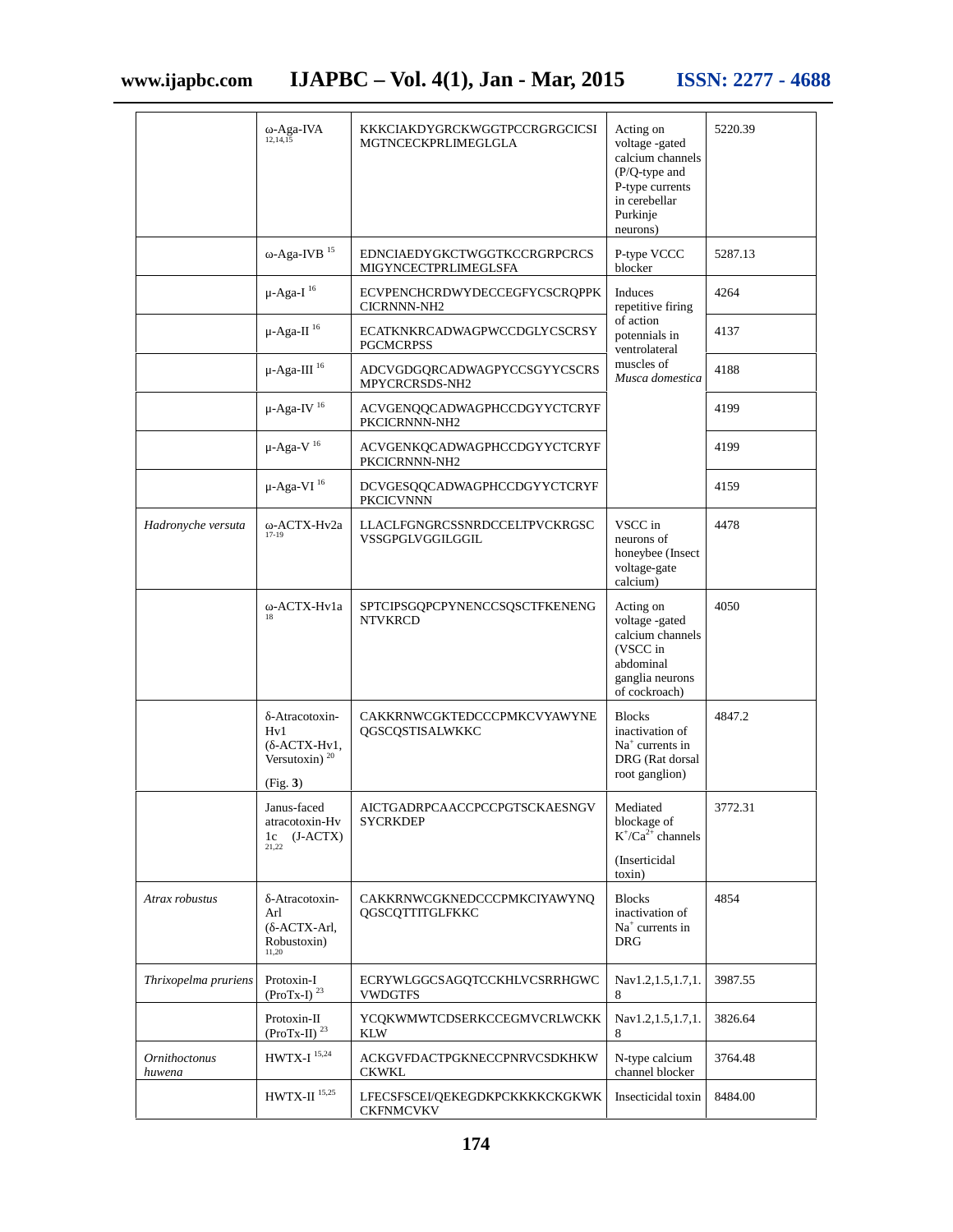| | ω-Aga-IVA [12,14,15] | KKKCIAKDYGRCKWGGTPCCRGRGCICSI MGTNCECKPRLIMEGLGLA | Acting on voltage -gated calcium channels (P/Q-type and P-type currents in cerebellar Purkinje neurons) | 5220.39 |
|---|---|---|---|---|
| | ω-Aga-IVB [15] | EDNCIAEDYGKCTWGGTKCCRGRPCRCS MIGYNCECTPRLIMEGLSFA | P-type VCCC blocker | 5287.13 |
| | μ-Aga-I [16] | ECVPENCHCRDWYDECCEGFYCSCRQPPK CICRNNN-NH2 | Induces repetitive firing of action potennials in ventrolateral muscles of *Musca domestica* | 4264 |
| | μ-Aga-II [16] | ECATKNKRCADWAGPWCCDGLYCSCRSY PGCMCRPSS | | 4137 |
| | μ-Aga-III [16] | ADCVGDGQRCADWAGPYCCSGYYCSCRS MPYCRCRSDS-NH2 | | 4188 |
| | μ-Aga-IV [16] | ACVGENQQCADWAGPHCCDGYYCTCRYF PKCICRNNN-NH2 | | 4199 |
| | μ-Aga-V [16] | ACVGENKQCADWAGPHCCDGYYCTCRYF PKCICRNNN-NH2 | | 4199 |
| | μ-Aga-VI [16] | DCVGESQQCADWAGPHCCDGYYCTCRYF PKCICVNNN | | 4159 |
| *Hadronyche versuta* | ω-ACTX-Hv2a [17-19] | LLACLFGNGRCSSNRDCCELTPVCKRGSC VSSGPGLVGGILGGIL | VSCC in neurons of honeybee (Insect voltage-gate calcium) | 4478 |
| | ω-ACTX-Hv1a [18] | SPTCIPSGQPCPYNENCCSQSCTFKENENG NTVKRCD | Acting on voltage -gated calcium channels (VSCC in abdominal ganglia neurons of cockroach) | 4050 |
| | δ-Atracotoxin-Hv1 (δ-ACTX-Hv1, Versutoxin) [20] (Fig. **3**) | CAKKRNWCGKTEDCCCPMKCVYAWYNE QGSCQSTISALWKKC | Blocks inactivation of $Na^+$ currents in DRG (Rat dorsal root ganglion) | 4847.2 |
| | Janus-faced atracotoxin-Hv 1c (J-ACTX) [21,22] | AICTGADRPCAACCPCCPGTSCKAESNGV SYCRKDEP | Mediated blockage of $K^+/Ca^{2+}$ channels (Inserticidal toxin) | 3772.31 |
| *Atrax robustus* | δ-Atracotoxin-Arl (δ-ACTX-Arl, Robustoxin) [11,20] | CAKKRNWCGKNEDCCCPMKCIYAWYNQ QGSCQTTITGLFKKC | Blocks inactivation of $Na^+$ currents in DRG | 4854 |
| *Thrixopelma pruriens* | Protoxin-I (ProTx-I) [23] | ECRYWLGGCSAGQTCCKHLVCSRRHGWC VWDGTFS | Nav1.2,1.5,1.7,1.8 | 3987.55 |
| | Protoxin-II (ProTx-II) [23] | YCQKWMWTCDSERKCCEGMVCRLWCKK KLW | Nav1.2,1.5,1.7,1.8 | 3826.64 |
| *Ornithoctonus huwena* | HWTX-I [15,24] | ACKGVFDACTPGKNECCPNRVCSDKHKW CKWKL | N-type calcium channel blocker | 3764.48 |
| | HWTX-II [15,25] | LFECSFSCEI/QEKEGDKPCKKKKCKGWK CKFNMCVKV | Insecticidal toxin | 8484.00 |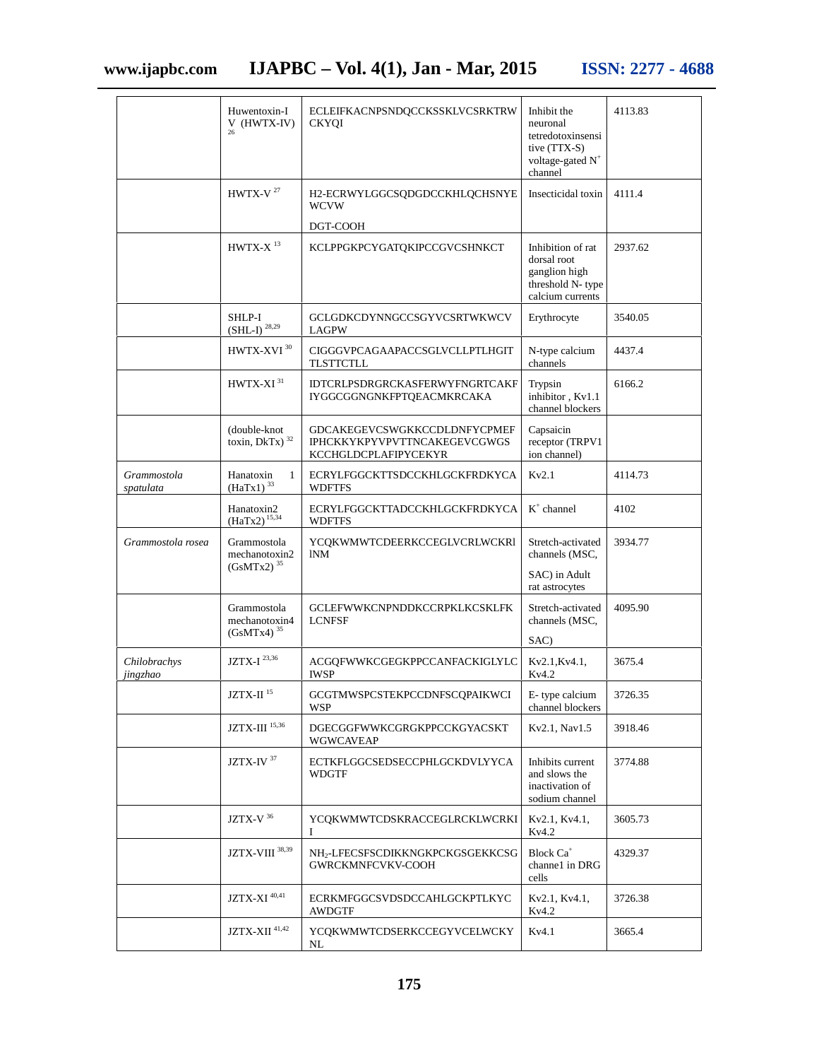|  |  |  |  |  |
|---|---|---|---|---|
|  | Huwentoxin-IV (HWTX-IV) [26] | ECLEIFKACNPSNDQCCKSSKLVCSRKTRWCKYQI | Inhibit the neuronal tetredotoxinsensitive (TTX-S) voltage-gated $N^+$ channel | 4113.83 |
|  | HWTX-V [27] | H2-ECRWYLGGCSQDGDCCKHLQCHSNYEWCVW DGT-COOH | Insecticidal toxin | 4111.4 |
|  | HWTX-X [13] | KCLPPGKPCYGATQKIPCCGVCSHNKCT | Inhibition of rat dorsal root ganglion high threshold N- type calcium currents | 2937.62 |
|  | SHLP-I (SHL-I) [28,29] | GCLGDKCDYNNGCCSGYVCSRTWKWCVLAGPW | Erythrocyte | 3540.05 |
|  | HWTX-XVI [30] | CIGGGVPCAGAAPACCSGLVCLLPTLHGITLSTTCTLL | N-type calcium channels | 4437.4 |
|  | HWTX-XI [31] | IDTCRLPSDRGRCKASFERWYFNGRTCAKFIYGGCGGNGNKFPTQEACMKRCAKA | Trypsin inhibitor , Kv1.1 channel blockers | 6166.2 |
|  | (double-knot toxin, DkTx) [32] | GDCAKEGEVCSWGKKCCDLDNFYCPMEFIPHCKKYKPYVPVTTNCAKEGEVCGWGSKCCHGLDCPLAFIPYCEKYR | Capsaicin receptor (TRPV1 ion channel) |  |
| *Grammostola spatulata* | Hanatoxin 1 (HaTx1) [33] | ECRYLFGGCKTTSDCCKHLGCKFRDKYCAWDFTFS | Kv2.1 | 4114.73 |
|  | Hanatoxin2 (HaTx2) [15,34] | ECRYLFGGCKTTADCCKHLGCKFRDKYCAWDFTFS | $K^+$ channel | 4102 |
| *Grammostola rosea* | Grammostola mechanotoxin2 (GsMTx2) [35] | YCQKWMWTCDEERKCCEGLVCRLWCKRlINM | Stretch-activated channels (MSC, SAC) in Adult rat astrocytes | 3934.77 |
|  | Grammostola mechanotoxin4 (GsMTx4) [35] | GCLEFWWKCNPNDDKCCRPKLKCSKLFKLCNFSF | Stretch-activated channels (MSC, SAC) | 4095.90 |
| *Chilobrachys jingzhao* | JZTX-I [23,36] | ACGQFWWKCGEGKPPCCANFACKIGLYLCIWSP | Kv2.1,Kv4.1, Kv4.2 | 3675.4 |
|  | JZTX-II [15] | GCGTMWSPCSTEKPCCDNFSCQPAIKWCIWSP | E- type calcium channel blockers | 3726.35 |
|  | JZTX-III [15,36] | DGECGGFWWKCGRGKPPCCKGYACSKTWGWCAVEAP | Kv2.1, Nav1.5 | 3918.46 |
|  | JZTX-IV [37] | ECTKFLGGCSEDSECCPHLGCKDVLYYCAWDGTF | Inhibits current and slows the inactivation of sodium channel | 3774.88 |
|  | JZTX-V [36] | YCQKWMWTCDSKRACCEGLRCKLWCRKII | Kv2.1, Kv4.1, Kv4.2 | 3605.73 |
|  | JZTX-VIII [38,39] | $NH_2$-LFECSFSCDIKKNGKPCKGSGEKKCSGGWRCKMNFCVKV-COOH | Block $Ca^+$ channe1 in DRG cells | 4329.37 |
|  | JZTX-XI [40,41] | ECRKMFGGCSVDSDCCAHLGCKPTLKYCAWDGTF | Kv2.1, Kv4.1, Kv4.2 | 3726.38 |
|  | JZTX-XII [41,42] | YCQKWMWTCDSERKCCEGYVCELWCKYNL | Kv4.1 | 3665.4 |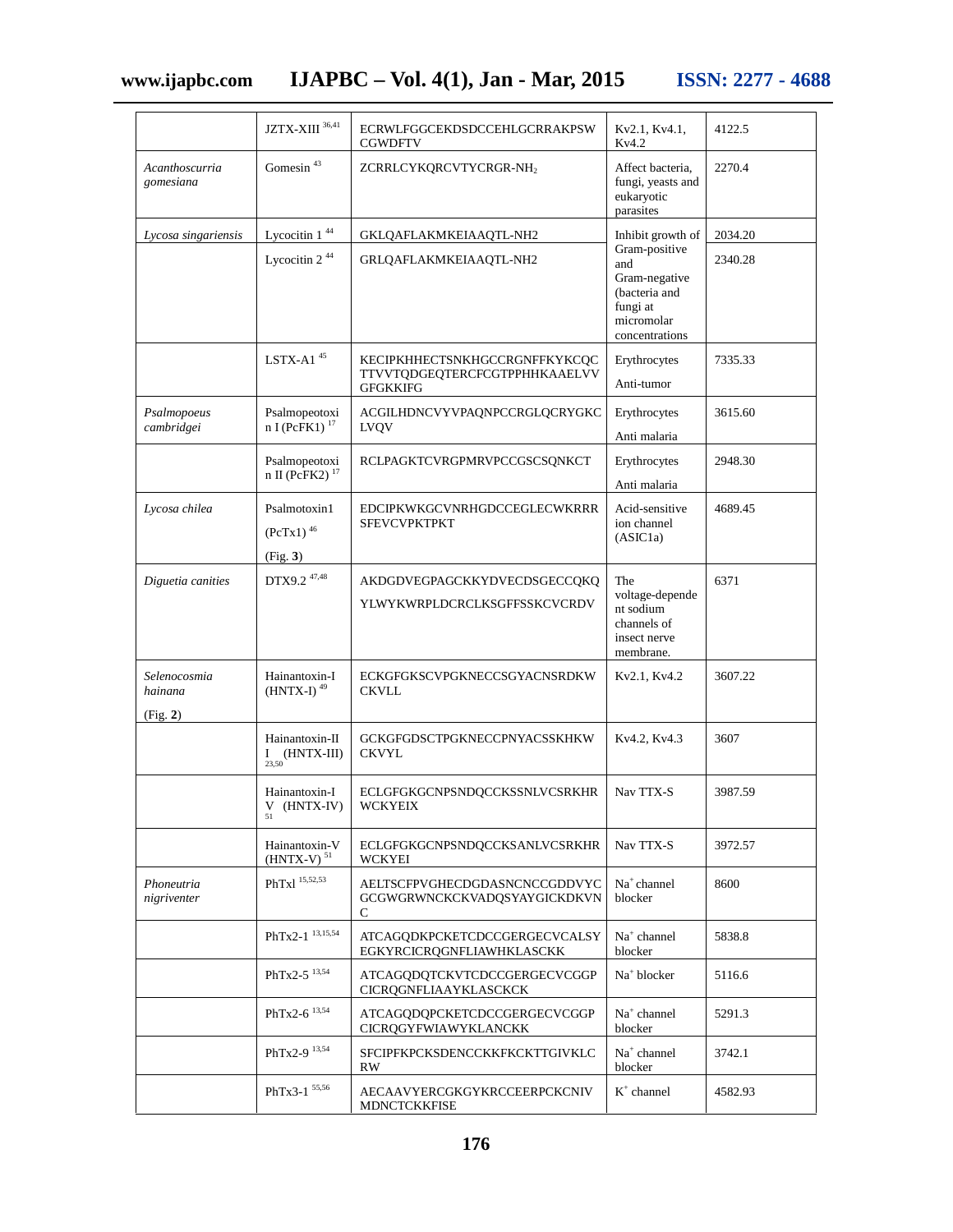|  | JZTX-XIII [36,41] | ECRWLFGGCEKDSDCCEHLGCRRAKPSW CGWDFTV | Kv2.1, Kv4.1, Kv4.2 | 4122.5 |
|---|---|---|---|---|
| *Acanthoscurria gomesiana* | Gomesin [43] | ZCRRLCYKQRCVTYCRGR-$NH_2$ | Affect bacteria, fungi, yeasts and eukaryotic parasites | 2270.4 |
| *Lycosa singariensis* | Lycocitin 1 [44] | GKLQAFLAKMKEIAAQTL-NH2 | Inhibit growth of Gram-positive and Gram-negative (bacteria and fungi at micromolar concentrations | 2034.20 |
|  | Lycocitin 2 [44] | GRLQAFLAKMKEIAAQTL-NH2 |  | 2340.28 |
|  | LSTX-A1 [45] | KECIPKHHECTSNKHGCCRGNFFKYKCQC TTVVTQDGEQTERCFCGTPPHHKAAELVV GFGKKIFG | Erythrocytes<br><br>Anti-tumor | 7335.33 |
| *Psalmopoeus cambridgei* | Psalmopeotoxin I (PcFK1) [17] | ACGILHDNCVYVPAQNPCCRGLQCRYGKC LVQV | Erythrocytes<br><br>Anti malaria | 3615.60 |
|  | Psalmopeotoxin II (PcFK2) [17] | RCLPAGKTCVRGPMRVPCCGSCSQNKCT | Erythrocytes<br><br>Anti malaria | 2948.30 |
| *Lycosa chilea* | Psalmotoxin1<br><br>(PcTx1) [46]<br><br>(Fig. **3**) | EDCIPKWKGCVNRHGDCCEGLECWKRRR SFEVCVPKTPKT | Acid-sensitive ion channel (ASIC1a) | 4689.45 |
| *Diguetia canities* | DTX9.2 [47,48] | AKDGDVEGPAGCKKYDVECDSGECCQKQ<br><br>YLWYKWRPLDCRCLKSGFFSSKCVCRDV | The voltage-dependent sodium channels of insect nerve membrane. | 6371 |
| *Selenocosmia hainana*<br><br>(Fig. **2**) | Hainantoxin-I (HNTX-I) [49] | ECKGFGKSCVPGKNECCSGYACNSRDKW CKVLL | Kv2.1, Kv4.2 | 3607.22 |
|  | Hainantoxin-III (HNTX-III) [23,50] | GCKGFGDSCTPGKNECCPNYACSSKHKW CKVYL | Kv4.2, Kv4.3 | 3607 |
|  | Hainantoxin-IV (HNTX-IV) [51] | ECLGFGKGCNPSNDQCCKSSNLVCSRKHR WCKYEIX | Nav TTX-S | 3987.59 |
|  | Hainantoxin-V (HNTX-V) [51] | ECLGFGKGCNPSNDQCCKSANLVCSRKHR WCKYEI | Nav TTX-S | 3972.57 |
| *Phoneutria nigriventer* | PhTxl [15,52,53] | AELTSCFPVGHECDGDASNCNCCGDDVYC GCGWGRWNCKCKVADQSYAYGICKDKVN C | $Na^+$ channel blocker | 8600 |
|  | PhTx2-1 [13,15,54] | ATCAGQDKPCKETCDCCGERGECVCALSY EGKYRCICRQGNFLIAWHKLASCKK | $Na^+$ channel blocker | 5838.8 |
|  | PhTx2-5 [13,54] | ATCAGQDQTCKVTCDCCGERGECVCGGP CICRQGNFLIAAYKLASCKCK | $Na^+$ blocker | 5116.6 |
|  | PhTx2-6 [13,54] | ATCAGQDQPCKETCDCCGERGECVCGGP CICRQGYFWIAWYKLANCKK | $Na^+$ channel blocker | 5291.3 |
|  | PhTx2-9 [13,54] | SFCIPFKPCKSDENCCKKFKCKTTGIVKLC RW | $Na^+$ channel blocker | 3742.1 |
|  | PhTx3-1 [55,56] | AECAAVYERCGKGYKRCCEERPCKCNIV MDNCTCKKFISE | $K^+$ channel | 4582.93 |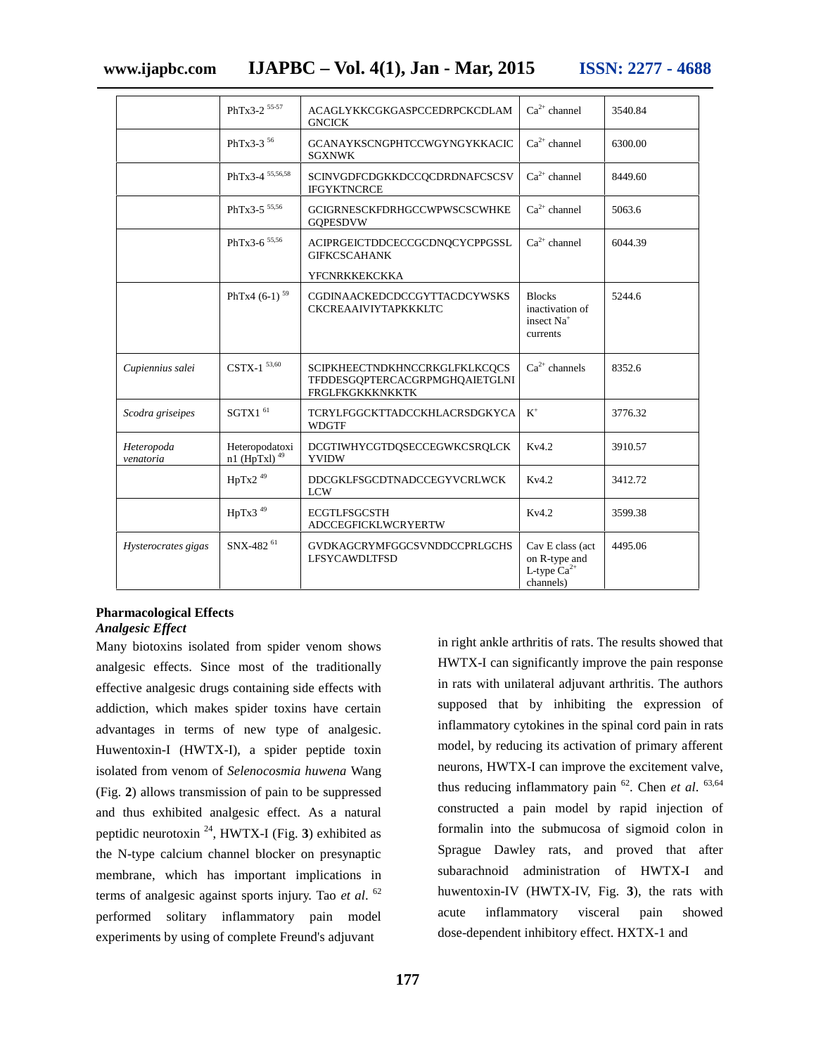| | | | | |
|---|---|---|---|---|
| | PhTx3-2 [55-57] | ACAGLYKKCGKGASPCCEDRPCKCDLAM GNCICK | $Ca^{2+}$ channel | 3540.84 |
| | PhTx3-3 [56] | GCANAYKSCNGPHTCCWGYNGYKKACIC SGXNWK | $Ca^{2+}$ channel | 6300.00 |
| | PhTx3-4 [55,56,58] | SCINVGDFCDGKKDCCQCDRDNAFCSCSV IFGYKTNCRCE | $Ca^{2+}$ channel | 8449.60 |
| | PhTx3-5 [55,56] | GCIGRNESCKFDRHGCCWPWSCSCWHKE GQPESDVW | $Ca^{2+}$ channel | 5063.6 |
| | PhTx3-6 [55,56] | ACIPRGEICTDDCECCGCDNQCYCPPGSSL GIFKCSCAHANK YFCNRKKEKCKKA | $Ca^{2+}$ channel | 6044.39 |
| | PhTx4 (6-1) [59] | CGDINAACKEDCDCCGYTTACDCYWSKS CKCREAAIVIYTAPKKKLTC | Blocks inactivation of insect $Na^{+}$ currents | 5244.6 |
| *Cupiennius salei* | CSTX-1 [53,60] | SCIPKHEECTNDKHNCCRKGLFKLKCQCS TFDDESGQPTERCACGRPMGHQAIETGLNI FRGLFKGKKKNKKTK | $Ca^{2+}$ channels | 8352.6 |
| *Scodra griseipes* | SGTX1 [61] | TCRYLFGGCKTTADCCKHLACRSDGKYCA WDGTF | $K^{+}$ | 3776.32 |
| *Heteropoda venatoria* | Heteropodatoxin1 (HpTxl) [49] | DCGTIWHYCGTDQSECCEGWKCSRQLCK YVIDW | Kv4.2 | 3910.57 |
| | HpTx2 [49] | DDCGKLFSGCDTNADCCEGYVCRLWCK LCW | Kv4.2 | 3412.72 |
| | HpTx3 [49] | ECGTLFSGCSTH ADCCEGFICKLWCRYERTW | Kv4.2 | 3599.38 |
| *Hysterocrates gigas* | SNX-482 [61] | GVDKAGCRYMFGGCSVNDDCCPRLGCHS LFSYCAWDLTFSD | Cav E class (act on R-type and L-type $Ca^{2+}$ channels) | 4495.06 |

## Pharmacological Effects

### *Analgesic Effect*

Many biotoxins isolated from spider venom shows analgesic effects. Since most of the traditionally effective analgesic drugs containing side effects with addiction, which makes spider toxins have certain advantages in terms of new type of analgesic. Huwentoxin-I (HWTX-I), a spider peptide toxin isolated from venom of *Selenocosmia huwena* Wang (Fig. **2**) allows transmission of pain to be suppressed and thus exhibited analgesic effect. As a natural peptidic neurotoxin [24], HWTX-I (Fig. **3**) exhibited as the N-type calcium channel blocker on presynaptic membrane, which has important implications in terms of analgesic against sports injury. Tao *et al*. [62] performed solitary inflammatory pain model experiments by using of complete Freund's adjuvant in right ankle arthritis of rats. The results showed that HWTX-I can significantly improve the pain response in rats with unilateral adjuvant arthritis. The authors supposed that by inhibiting the expression of inflammatory cytokines in the spinal cord pain in rats model, by reducing its activation of primary afferent neurons, HWTX-I can improve the excitement valve, thus reducing inflammatory pain [62]. Chen *et al.* [63,64] constructed a pain model by rapid injection of formalin into the submucosa of sigmoid colon in Sprague Dawley rats, and proved that after subarachnoid administration of HWTX-I and huwentoxin-IV (HWTX-IV, Fig. **3**), the rats with acute inflammatory visceral pain showed dose-dependent inhibitory effect. HXTX-1 and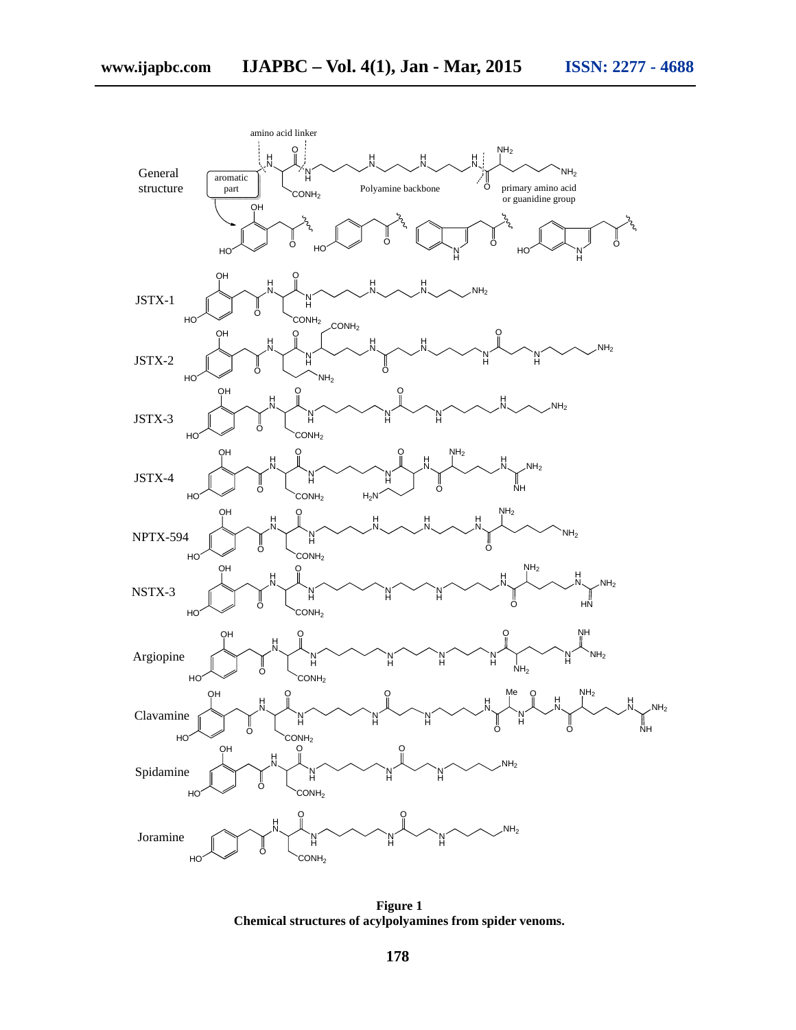**Figure 1**
**Chemical structures of acylpolyamines from spider venoms.**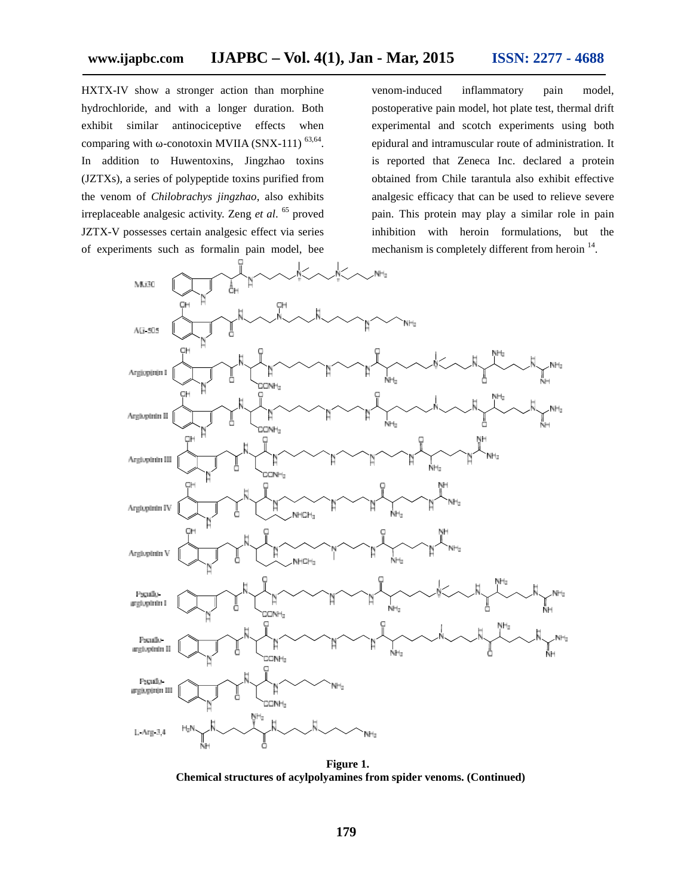HXTX-IV show a stronger action than morphine hydrochloride, and with a longer duration. Both exhibit similar antinociceptive effects when comparing with ω-conotoxin MVIIA (SNX-111)[63,64]. In addition to Huwentoxins, Jingzhao toxins (JZTXs), a series of polypeptide toxins purified from the venom of *Chilobrachys jingzhao*, also exhibits irreplaceable analgesic activity. Zeng *et al*.[65] proved JZTX-V possesses certain analgesic effect via series of experiments such as formalin pain model, bee venom-induced inflammatory pain model, postoperative pain model, hot plate test, thermal drift experimental and scotch experiments using both epidural and intramuscular route of administration. It is reported that Zeneca Inc. declared a protein obtained from Chile tarantula also exhibit effective analgesic efficacy that can be used to relieve severe pain. This protein may play a similar role in pain inhibition with heroin formulations, but the mechanism is completely different from heroin[14].

**Figure 1.**
**Chemical structures of acylpolyamines from spider venoms. (Continued)**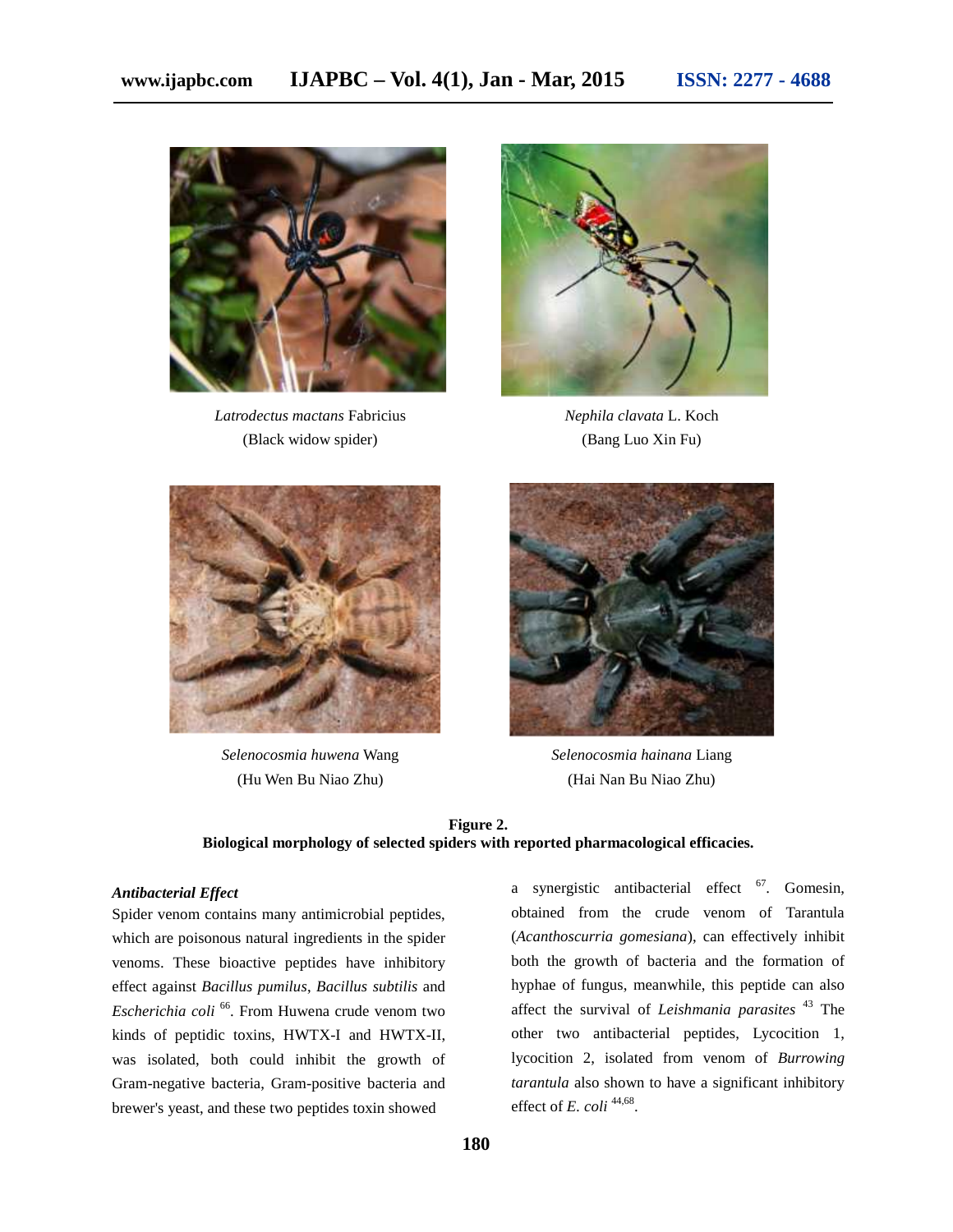*Latrodectus mactans* Fabricius
(Black widow spider)

*Nephila clavata* L. Koch
(Bang Luo Xin Fu)

*Selenocosmia huwena* Wang
(Hu Wen Bu Niao Zhu)

*Selenocosmia hainana* Liang
(Hai Nan Bu Niao Zhu)

**Figure 2.**
**Biological morphology of selected spiders with reported pharmacological efficacies.**

***Antibacterial Effect***

Spider venom contains many antimicrobial peptides, which are poisonous natural ingredients in the spider venoms. These bioactive peptides have inhibitory effect against *Bacillus pumilus*, *Bacillus subtilis* and *Escherichia coli* [66]. From Huwena crude venom two kinds of peptidic toxins, HWTX-I and HWTX-II, was isolated, both could inhibit the growth of Gram-negative bacteria, Gram-positive bacteria and brewer's yeast, and these two peptides toxin showed a synergistic antibacterial effect [67]. Gomesin, obtained from the crude venom of Tarantula (*Acanthoscurria gomesiana*), can effectively inhibit both the growth of bacteria and the formation of hyphae of fungus, meanwhile, this peptide can also affect the survival of *Leishmania parasites* [43] The other two antibacterial peptides, Lycocition 1, lycocition 2, isolated from venom of *Burrowing tarantula* also shown to have a significant inhibitory effect of *E. coli* [44,68].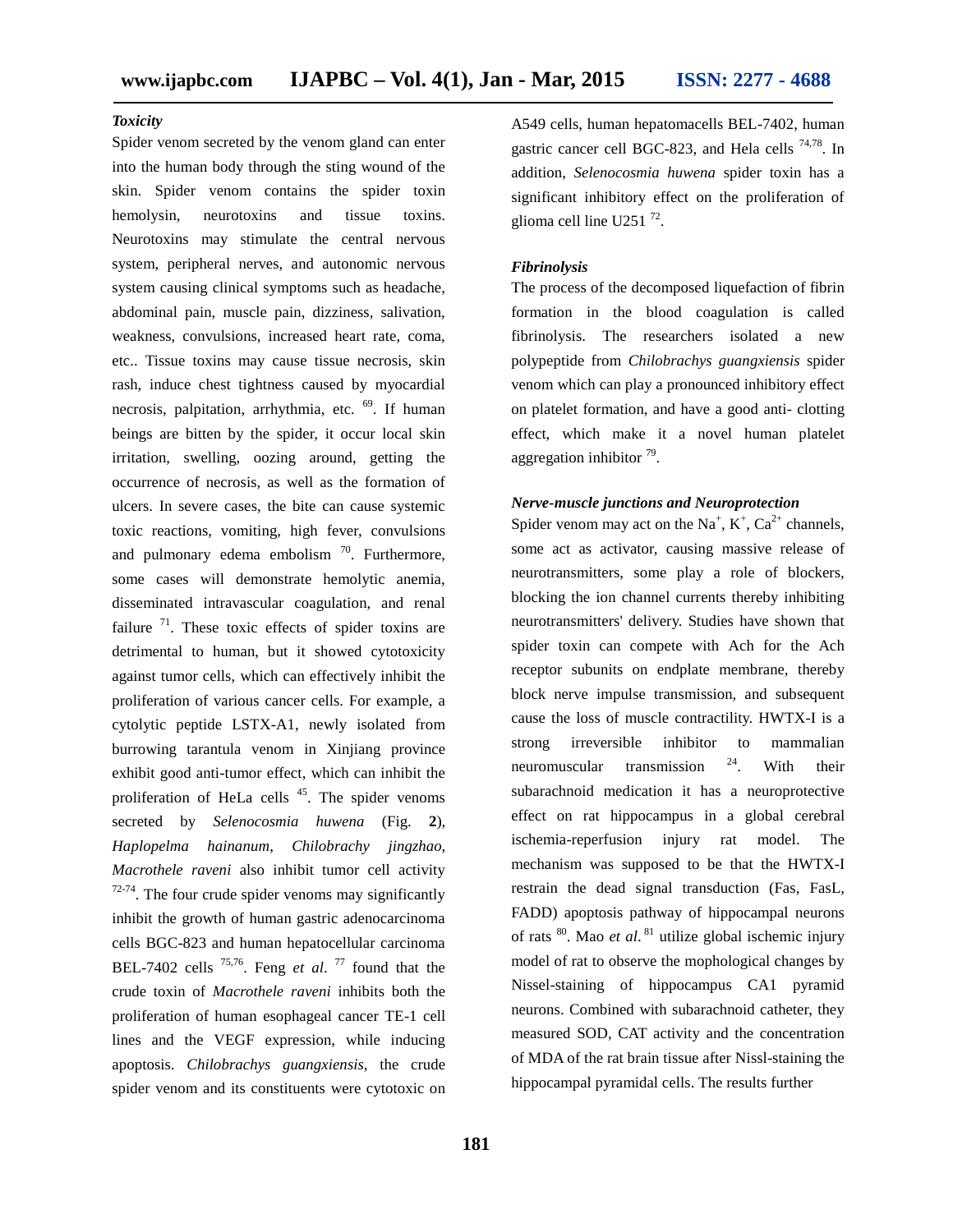### *Toxicity*

Spider venom secreted by the venom gland can enter into the human body through the sting wound of the skin. Spider venom contains the spider toxin hemolysin, neurotoxins and tissue toxins. Neurotoxins may stimulate the central nervous system, peripheral nerves, and autonomic nervous system causing clinical symptoms such as headache, abdominal pain, muscle pain, dizziness, salivation, weakness, convulsions, increased heart rate, coma, etc.. Tissue toxins may cause tissue necrosis, skin rash, induce chest tightness caused by myocardial necrosis, palpitation, arrhythmia, etc. [69]. If human beings are bitten by the spider, it occur local skin irritation, swelling, oozing around, getting the occurrence of necrosis, as well as the formation of ulcers. In severe cases, the bite can cause systemic toxic reactions, vomiting, high fever, convulsions and pulmonary edema embolism [70]. Furthermore, some cases will demonstrate hemolytic anemia, disseminated intravascular coagulation, and renal failure [71]. These toxic effects of spider toxins are detrimental to human, but it showed cytotoxicity against tumor cells, which can effectively inhibit the proliferation of various cancer cells. For example, a cytolytic peptide LSTX-A1, newly isolated from burrowing tarantula venom in Xinjiang province exhibit good anti-tumor effect, which can inhibit the proliferation of HeLa cells [45]. The spider venoms secreted by *Selenocosmia huwena* (Fig. **2**), *Haplopelma hainanum*, *Chilobrachy jingzhao*, *Macrothele raveni* also inhibit tumor cell activity [72-74]. The four crude spider venoms may significantly inhibit the growth of human gastric adenocarcinoma cells BGC-823 and human hepatocellular carcinoma BEL-7402 cells [75,76]. Feng *et al.* [77] found that the crude toxin of *Macrothele raveni* inhibits both the proliferation of human esophageal cancer TE-1 cell lines and the VEGF expression, while inducing apoptosis. *Chilobrachys guangxiensis*, the crude spider venom and its constituents were cytotoxic on A549 cells, human hepatomacells BEL-7402, human gastric cancer cell BGC-823, and Hela cells [74,78]. In addition, *Selenocosmia huwena* spider toxin has a significant inhibitory effect on the proliferation of glioma cell line U251 [72].

### *Fibrinolysis*

The process of the decomposed liquefaction of fibrin formation in the blood coagulation is called fibrinolysis. The researchers isolated a new polypeptide from *Chilobrachys guangxiensis* spider venom which can play a pronounced inhibitory effect on platelet formation, and have a good anti- clotting effect, which make it a novel human platelet aggregation inhibitor [79].

### *Nerve-muscle junctions and Neuroprotection*

Spider venom may act on the $Na^+$, $K^+$, $Ca^{2+}$ channels, some act as activator, causing massive release of neurotransmitters, some play a role of blockers, blocking the ion channel currents thereby inhibiting neurotransmitters' delivery. Studies have shown that spider toxin can compete with Ach for the Ach receptor subunits on endplate membrane, thereby block nerve impulse transmission, and subsequent cause the loss of muscle contractility. HWTX-I is a strong irreversible inhibitor to mammalian neuromuscular transmission [24]. With their subarachnoid medication it has a neuroprotective effect on rat hippocampus in a global cerebral ischemia-reperfusion injury rat model. The mechanism was supposed to be that the HWTX-I restrain the dead signal transduction (Fas, FasL, FADD) apoptosis pathway of hippocampal neurons of rats [80]. Mao *et al.* [81] utilize global ischemic injury model of rat to observe the mophological changes by Nissel-staining of hippocampus CA1 pyramid neurons. Combined with subarachnoid catheter, they measured SOD, CAT activity and the concentration of MDA of the rat brain tissue after Nissl-staining the hippocampal pyramidal cells. The results further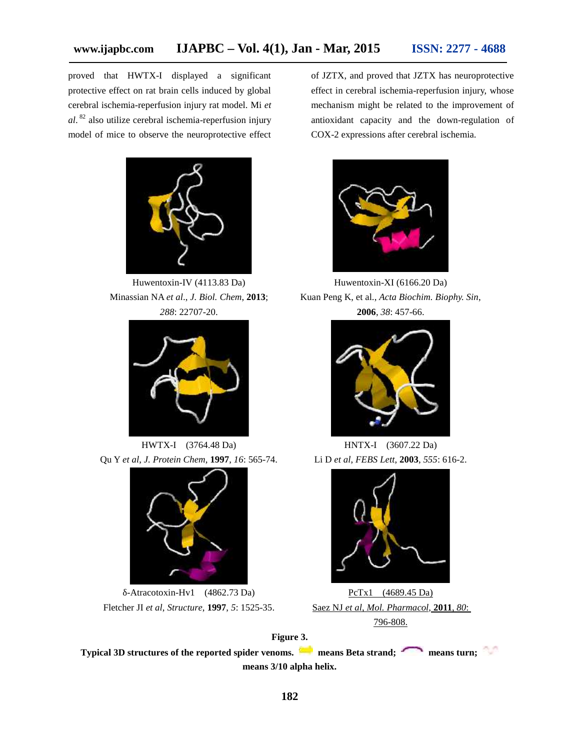proved that HWTX-I displayed a significant protective effect on rat brain cells induced by global cerebral ischemia-reperfusion injury rat model. Mi *et al*.[82] also utilize cerebral ischemia-reperfusion injury model of mice to observe the neuroprotective effect of JZTX, and proved that JZTX has neuroprotective effect in cerebral ischemia-reperfusion injury, whose mechanism might be related to the improvement of antioxidant capacity and the down-regulation of COX-2 expressions after cerebral ischemia.

Huwentoxin-IV (4113.83 Da)
Minassian NA *et al*., *J. Biol. Chem*, **2013**; *288*: 22707-20.

Huwentoxin-XI (6166.20 Da)
Kuan Peng K, et al., *Acta Biochim. Biophy. Sin*, **2006**, *38*: 457-66.

HWTX-I (3764.48 Da)
Qu Y *et al*, *J. Protein Chem*, **1997**, *16*: 565-74.

HNTX-I (3607.22 Da)
Li D *et al*, *FEBS Lett*, **2003**, *555*: 616-2.

δ-Atracotoxin-Hv1 (4862.73 Da)
Fletcher JI *et al*, *Structure*, **1997**, *5*: 1525-35.

PcTx1 (4689.45 Da)
Saez NJ *et al*, *Mol. Pharmacol*, **2011**, *80*: 796-808.

**Figure 3.**

**Typical 3D structures of the reported spider venoms. means Beta strand; means turn; means 3/10 alpha helix.**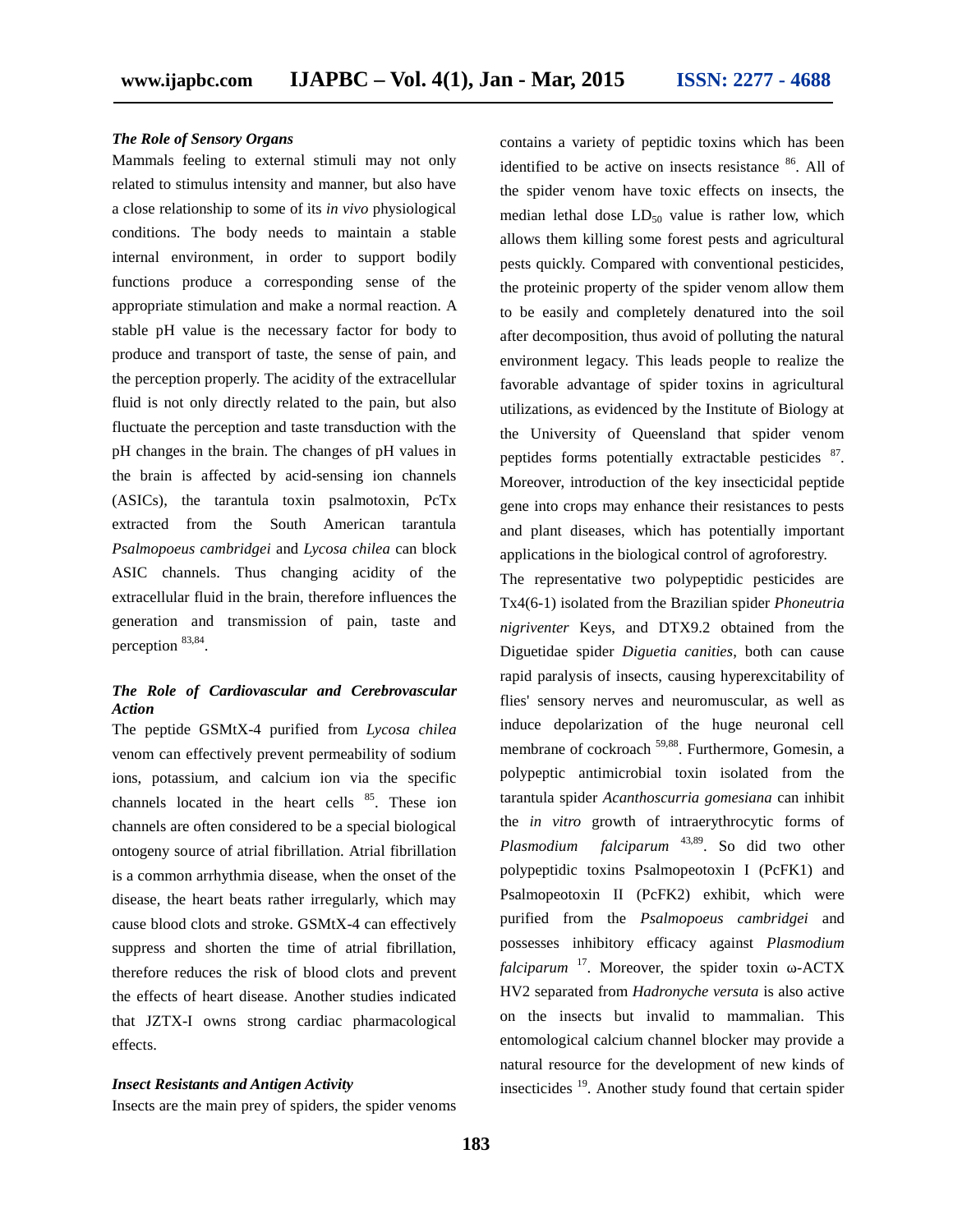### *The Role of Sensory Organs*

Mammals feeling to external stimuli may not only related to stimulus intensity and manner, but also have a close relationship to some of its *in vivo* physiological conditions. The body needs to maintain a stable internal environment, in order to support bodily functions produce a corresponding sense of the appropriate stimulation and make a normal reaction. A stable pH value is the necessary factor for body to produce and transport of taste, the sense of pain, and the perception properly. The acidity of the extracellular fluid is not only directly related to the pain, but also fluctuate the perception and taste transduction with the pH changes in the brain. The changes of pH values in the brain is affected by acid-sensing ion channels (ASICs), the tarantula toxin psalmotoxin, PcTx extracted from the South American tarantula *Psalmopoeus cambridgei* and *Lycosa chilea* can block ASIC channels. Thus changing acidity of the extracellular fluid in the brain, therefore influences the generation and transmission of pain, taste and perception [83,84].

### *The Role of Cardiovascular and Cerebrovascular Action*

The peptide GSMtX-4 purified from *Lycosa chilea* venom can effectively prevent permeability of sodium ions, potassium, and calcium ion via the specific channels located in the heart cells [85]. These ion channels are often considered to be a special biological ontogeny source of atrial fibrillation. Atrial fibrillation is a common arrhythmia disease, when the onset of the disease, the heart beats rather irregularly, which may cause blood clots and stroke. GSMtX-4 can effectively suppress and shorten the time of atrial fibrillation, therefore reduces the risk of blood clots and prevent the effects of heart disease. Another studies indicated that JZTX-I owns strong cardiac pharmacological effects.

### *Insect Resistants and Antigen Activity*

Insects are the main prey of spiders, the spider venoms contains a variety of peptidic toxins which has been identified to be active on insects resistance [86]. All of the spider venom have toxic effects on insects, the median lethal dose $LD_{50}$ value is rather low, which allows them killing some forest pests and agricultural pests quickly. Compared with conventional pesticides, the proteinic property of the spider venom allow them to be easily and completely denatured into the soil after decomposition, thus avoid of polluting the natural environment legacy. This leads people to realize the favorable advantage of spider toxins in agricultural utilizations, as evidenced by the Institute of Biology at the University of Queensland that spider venom peptides forms potentially extractable pesticides [87]. Moreover, introduction of the key insecticidal peptide gene into crops may enhance their resistances to pests and plant diseases, which has potentially important applications in the biological control of agroforestry.

The representative two polypeptidic pesticides are Tx4(6-1) isolated from the Brazilian spider *Phoneutria nigriventer* Keys, and DTX9.2 obtained from the Diguetidae spider *Diguetia canities*, both can cause rapid paralysis of insects, causing hyperexcitability of flies' sensory nerves and neuromuscular, as well as induce depolarization of the huge neuronal cell membrane of cockroach [59,88]. Furthermore, Gomesin, a polypeptic antimicrobial toxin isolated from the tarantula spider *Acanthoscurria gomesiana* can inhibit the *in vitro* growth of intraerythrocytic forms of *Plasmodium falciparum* [43,89]. So did two other polypeptidic toxins Psalmopeotoxin I (PcFK1) and Psalmopeotoxin II (PcFK2) exhibit, which were purified from the *Psalmopoeus cambridgei* and possesses inhibitory efficacy against *Plasmodium falciparum* [17]. Moreover, the spider toxin ω-ACTX HV2 separated from *Hadronyche versuta* is also active on the insects but invalid to mammalian. This entomological calcium channel blocker may provide a natural resource for the development of new kinds of insecticides [19]. Another study found that certain spider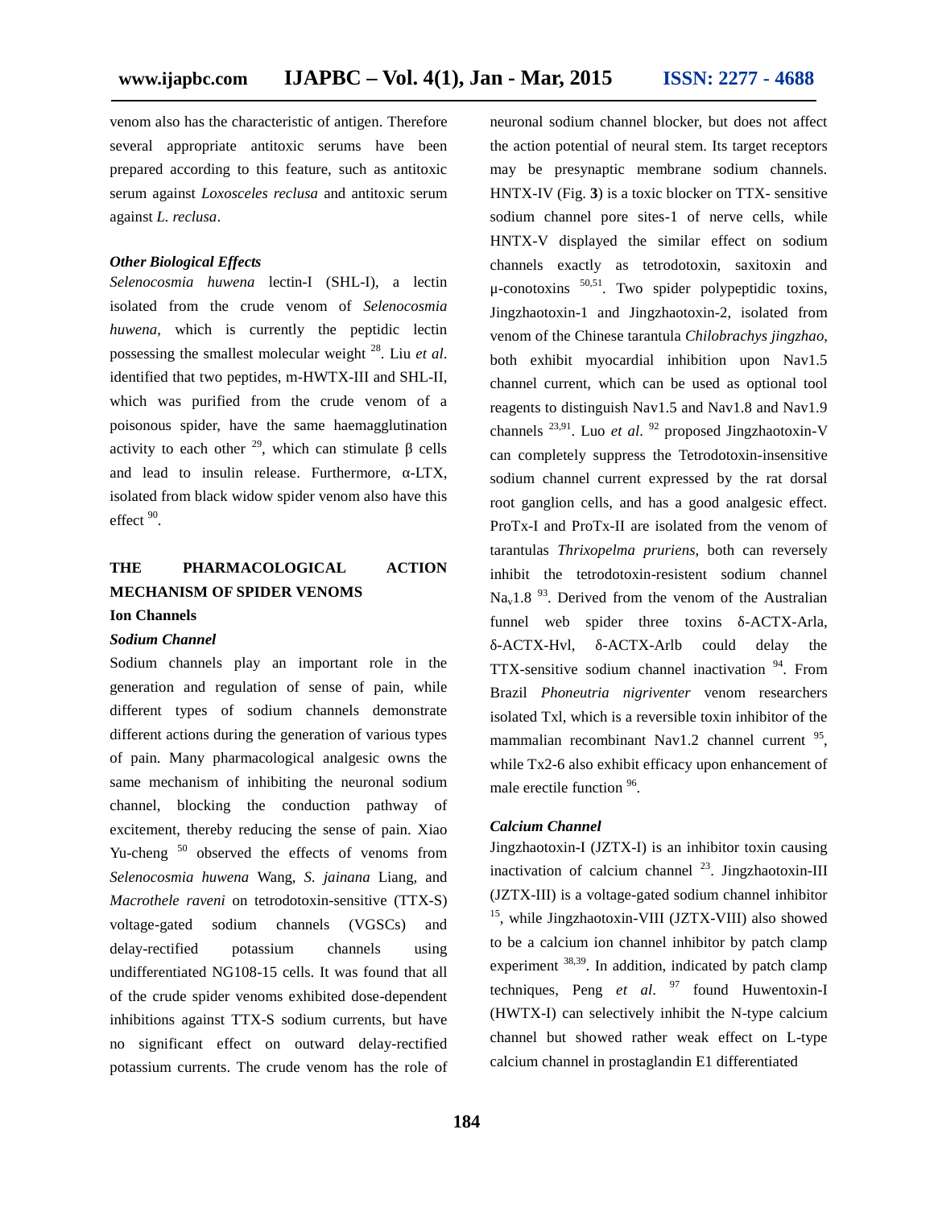venom also has the characteristic of antigen. Therefore several appropriate antitoxic serums have been prepared according to this feature, such as antitoxic serum against *Loxosceles reclusa* and antitoxic serum against *L. reclusa*.

#### *Other Biological Effects*

*Selenocosmia huwena* lectin-I (SHL-I), a lectin isolated from the crude venom of *Selenocosmia huwena*, which is currently the peptidic lectin possessing the smallest molecular weight [28]. Liu *et al*. identified that two peptides, m-HWTX-III and SHL-II, which was purified from the crude venom of a poisonous spider, have the same haemagglutination activity to each other [29], which can stimulate β cells and lead to insulin release. Furthermore, α-LTX, isolated from black widow spider venom also have this effect [90].

## THE PHARMACOLOGICAL ACTION MECHANISM OF SPIDER VENOMS

### Ion Channels

#### *Sodium Channel*

Sodium channels play an important role in the generation and regulation of sense of pain, while different types of sodium channels demonstrate different actions during the generation of various types of pain. Many pharmacological analgesic owns the same mechanism of inhibiting the neuronal sodium channel, blocking the conduction pathway of excitement, thereby reducing the sense of pain. Xiao Yu-cheng [50] observed the effects of venoms from *Selenocosmia huwena* Wang, *S. jainana* Liang, and *Macrothele raveni* on tetrodotoxin-sensitive (TTX-S) voltage-gated sodium channels (VGSCs) and delay-rectified potassium channels using undifferentiated NG108-15 cells. It was found that all of the crude spider venoms exhibited dose-dependent inhibitions against TTX-S sodium currents, but have no significant effect on outward delay-rectified potassium currents. The crude venom has the role of neuronal sodium channel blocker, but does not affect the action potential of neural stem. Its target receptors may be presynaptic membrane sodium channels. HNTX-IV (Fig. **3**) is a toxic blocker on TTX- sensitive sodium channel pore sites-1 of nerve cells, while HNTX-V displayed the similar effect on sodium channels exactly as tetrodotoxin, saxitoxin and μ-conotoxins [50,51]. Two spider polypeptidic toxins, Jingzhaotoxin-1 and Jingzhaotoxin-2, isolated from venom of the Chinese tarantula *Chilobrachys jingzhao*, both exhibit myocardial inhibition upon Nav1.5 channel current, which can be used as optional tool reagents to distinguish Nav1.5 and Nav1.8 and Nav1.9 channels [23,91]. Luo *et al*. [92] proposed Jingzhaotoxin-V can completely suppress the Tetrodotoxin-insensitive sodium channel current expressed by the rat dorsal root ganglion cells, and has a good analgesic effect. ProTx-I and ProTx-II are isolated from the venom of tarantulas *Thrixopelma pruriens*, both can reversely inhibit the tetrodotoxin-resistent sodium channel $Na_v1.8$ [93]. Derived from the venom of the Australian funnel web spider three toxins δ-ACTX-Arla, δ-ACTX-Hvl, δ-ACTX-Arlb could delay the TTX-sensitive sodium channel inactivation [94]. From Brazil *Phoneutria nigriventer* venom researchers isolated Txl, which is a reversible toxin inhibitor of the mammalian recombinant Nav1.2 channel current [95], while Tx2-6 also exhibit efficacy upon enhancement of male erectile function [96].

#### *Calcium Channel*

Jingzhaotoxin-I (JZTX-I) is an inhibitor toxin causing inactivation of calcium channel [23]. Jingzhaotoxin-III (JZTX-III) is a voltage-gated sodium channel inhibitor [15], while Jingzhaotoxin-VIII (JZTX-VIII) also showed to be a calcium ion channel inhibitor by patch clamp experiment [38,39]. In addition, indicated by patch clamp techniques, Peng *et al*. [97] found Huwentoxin-I (HWTX-I) can selectively inhibit the N-type calcium channel but showed rather weak effect on L-type calcium channel in prostaglandin E1 differentiated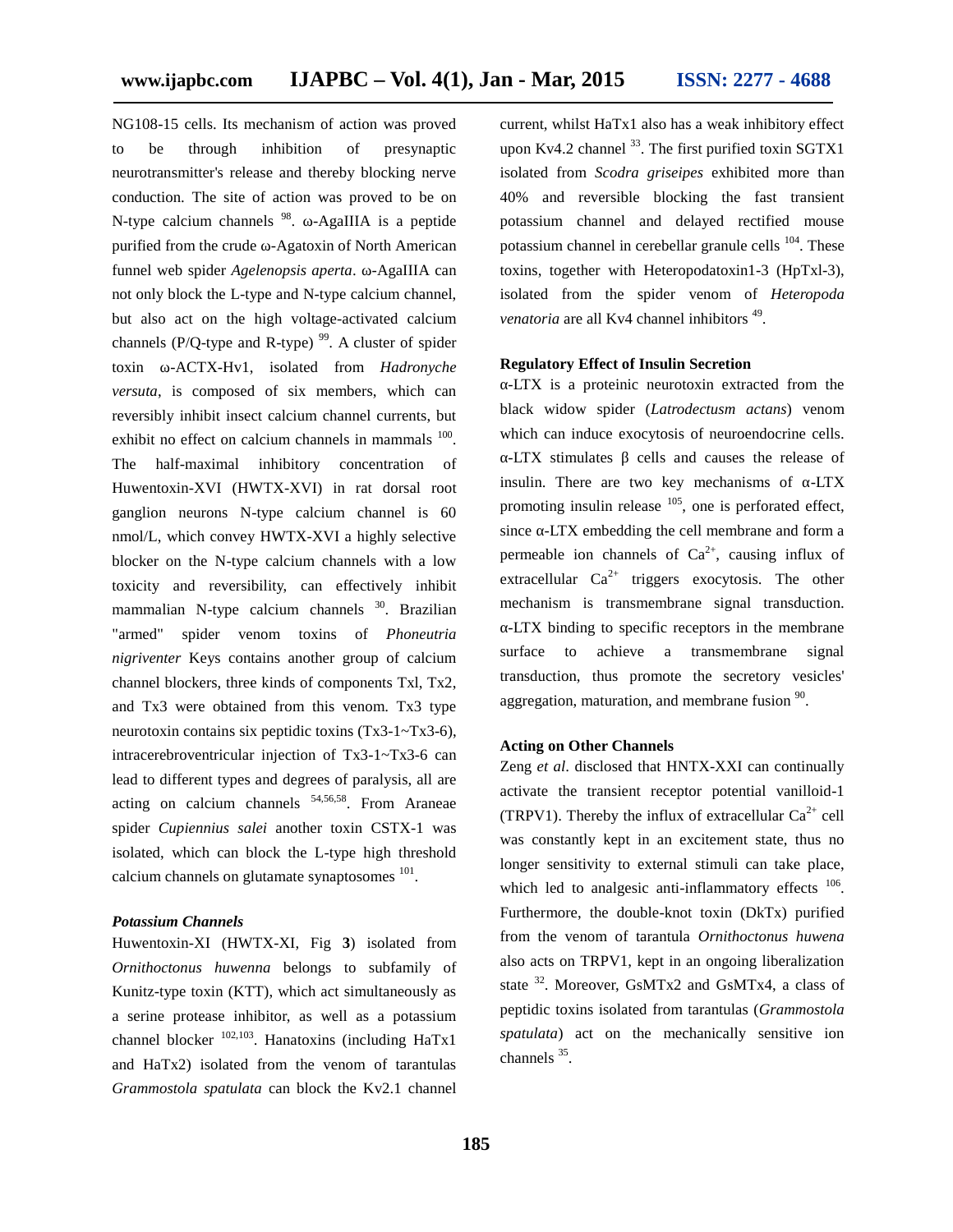NG108-15 cells. Its mechanism of action was proved to be through inhibition of presynaptic neurotransmitter's release and thereby blocking nerve conduction. The site of action was proved to be on N-type calcium channels [98]. ω-AgaIIIA is a peptide purified from the crude ω-Agatoxin of North American funnel web spider *Agelenopsis aperta*. ω-AgaIIIA can not only block the L-type and N-type calcium channel, but also act on the high voltage-activated calcium channels (P/Q-type and R-type) [99]. A cluster of spider toxin ω-ACTX-Hv1, isolated from *Hadronyche versuta*, is composed of six members, which can reversibly inhibit insect calcium channel currents, but exhibit no effect on calcium channels in mammals [100]. The half-maximal inhibitory concentration of Huwentoxin-XVI (HWTX-XVI) in rat dorsal root ganglion neurons N-type calcium channel is 60 nmol/L, which convey HWTX-XVI a highly selective blocker on the N-type calcium channels with a low toxicity and reversibility, can effectively inhibit mammalian N-type calcium channels [30]. Brazilian "armed" spider venom toxins of *Phoneutria nigriventer* Keys contains another group of calcium channel blockers, three kinds of components Txl, Tx2, and Tx3 were obtained from this venom. Tx3 type neurotoxin contains six peptidic toxins (Tx3-1~Tx3-6), intracerebroventricular injection of Tx3-1~Tx3-6 can lead to different types and degrees of paralysis, all are acting on calcium channels [54,56,58]. From Araneae spider *Cupiennius salei* another toxin CSTX-1 was isolated, which can block the L-type high threshold calcium channels on glutamate synaptosomes [101].

### *Potassium Channels*

Huwentoxin-XI (HWTX-XI, Fig **3**) isolated from *Ornithoctonus huwenna* belongs to subfamily of Kunitz-type toxin (KTT), which act simultaneously as a serine protease inhibitor, as well as a potassium channel blocker [102,103]. Hanatoxins (including HaTx1 and HaTx2) isolated from the venom of tarantulas *Grammostola spatulata* can block the Kv2.1 channel current, whilst HaTx1 also has a weak inhibitory effect upon Kv4.2 channel [33]. The first purified toxin SGTX1 isolated from *Scodra griseipes* exhibited more than 40% and reversible blocking the fast transient potassium channel and delayed rectified mouse potassium channel in cerebellar granule cells [104]. These toxins, together with Heteropodatoxin1-3 (HpTxl-3), isolated from the spider venom of *Heteropoda venatoria* are all Kv4 channel inhibitors [49].

### Regulatory Effect of Insulin Secretion

α-LTX is a proteinic neurotoxin extracted from the black widow spider (*Latrodectum actans*) venom which can induce exocytosis of neuroendocrine cells. α-LTX stimulates β cells and causes the release of insulin. There are two key mechanisms of α-LTX promoting insulin release [105], one is perforated effect, since α-LTX embedding the cell membrane and form a permeable ion channels of $Ca^{2+}$, causing influx of extracellular $Ca^{2+}$ triggers exocytosis. The other mechanism is transmembrane signal transduction. α-LTX binding to specific receptors in the membrane surface to achieve a transmembrane signal transduction, thus promote the secretory vesicles' aggregation, maturation, and membrane fusion [90].

### Acting on Other Channels

Zeng *et al*. disclosed that HNTX-XXI can continually activate the transient receptor potential vanilloid-1 (TRPV1). Thereby the influx of extracellular $Ca^{2+}$ cell was constantly kept in an excitement state, thus no longer sensitivity to external stimuli can take place, which led to analgesic anti-inflammatory effects [106]. Furthermore, the double-knot toxin (DkTx) purified from the venom of tarantula *Ornithoctonus huwena* also acts on TRPV1, kept in an ongoing liberalization state [32]. Moreover, GsMTx2 and GsMTx4, a class of peptidic toxins isolated from tarantulas (*Grammostola spatulata*) act on the mechanically sensitive ion channels [35].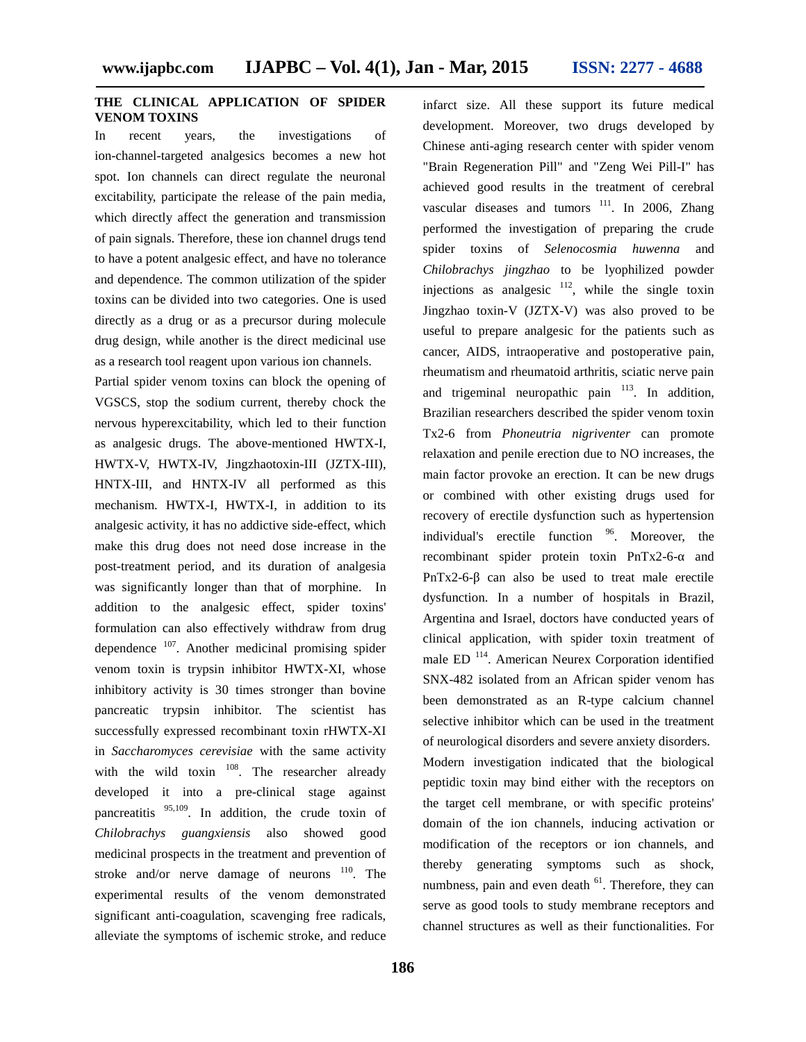## THE CLINICAL APPLICATION OF SPIDER VENOM TOXINS

In recent years, the investigations of ion-channel-targeted analgesics becomes a new hot spot. Ion channels can direct regulate the neuronal excitability, participate the release of the pain media, which directly affect the generation and transmission of pain signals. Therefore, these ion channel drugs tend to have a potent analgesic effect, and have no tolerance and dependence. The common utilization of the spider toxins can be divided into two categories. One is used directly as a drug or as a precursor during molecule drug design, while another is the direct medicinal use as a research tool reagent upon various ion channels.

Partial spider venom toxins can block the opening of VGSCS, stop the sodium current, thereby chock the nervous hyperexcitability, which led to their function as analgesic drugs. The above-mentioned HWTX-I, HWTX-V, HWTX-IV, Jingzhaotoxin-III (JZTX-III), HNTX-III, and HNTX-IV all performed as this mechanism. HWTX-I, HWTX-I, in addition to its analgesic activity, it has no addictive side-effect, which make this drug does not need dose increase in the post-treatment period, and its duration of analgesia was significantly longer than that of morphine. In addition to the analgesic effect, spider toxins' formulation can also effectively withdraw from drug dependence [107]. Another medicinal promising spider venom toxin is trypsin inhibitor HWTX-XI, whose inhibitory activity is 30 times stronger than bovine pancreatic trypsin inhibitor. The scientist has successfully expressed recombinant toxin rHWTX-XI in *Saccharomyces cerevisiae* with the same activity with the wild toxin [108]. The researcher already developed it into a pre-clinical stage against pancreatitis [95,109]. In addition, the crude toxin of *Chilobrachys guangxiensis* also showed good medicinal prospects in the treatment and prevention of stroke and/or nerve damage of neurons [110]. The experimental results of the venom demonstrated significant anti-coagulation, scavenging free radicals, alleviate the symptoms of ischemic stroke, and reduce infarct size. All these support its future medical development. Moreover, two drugs developed by Chinese anti-aging research center with spider venom "Brain Regeneration Pill" and "Zeng Wei Pill-I" has achieved good results in the treatment of cerebral vascular diseases and tumors [111]. In 2006, Zhang performed the investigation of preparing the crude spider toxins of *Selenocosmia huwenna* and *Chilobrachys jingzhao* to be lyophilized powder injections as analgesic [112], while the single toxin Jingzhao toxin-V (JZTX-V) was also proved to be useful to prepare analgesic for the patients such as cancer, AIDS, intraoperative and postoperative pain, rheumatism and rheumatoid arthritis, sciatic nerve pain and trigeminal neuropathic pain [113]. In addition, Brazilian researchers described the spider venom toxin Tx2-6 from *Phoneutria nigriventer* can promote relaxation and penile erection due to NO increases, the main factor provoke an erection. It can be new drugs or combined with other existing drugs used for recovery of erectile dysfunction such as hypertension individual's erectile function [96]. Moreover, the recombinant spider protein toxin PnTx2-6-α and PnTx2-6-β can also be used to treat male erectile dysfunction. In a number of hospitals in Brazil, Argentina and Israel, doctors have conducted years of clinical application, with spider toxin treatment of male ED [114]. American Neurex Corporation identified SNX-482 isolated from an African spider venom has been demonstrated as an R-type calcium channel selective inhibitor which can be used in the treatment of neurological disorders and severe anxiety disorders.

Modern investigation indicated that the biological peptidic toxin may bind either with the receptors on the target cell membrane, or with specific proteins' domain of the ion channels, inducing activation or modification of the receptors or ion channels, and thereby generating symptoms such as shock, numbness, pain and even death [61]. Therefore, they can serve as good tools to study membrane receptors and channel structures as well as their functionalities. For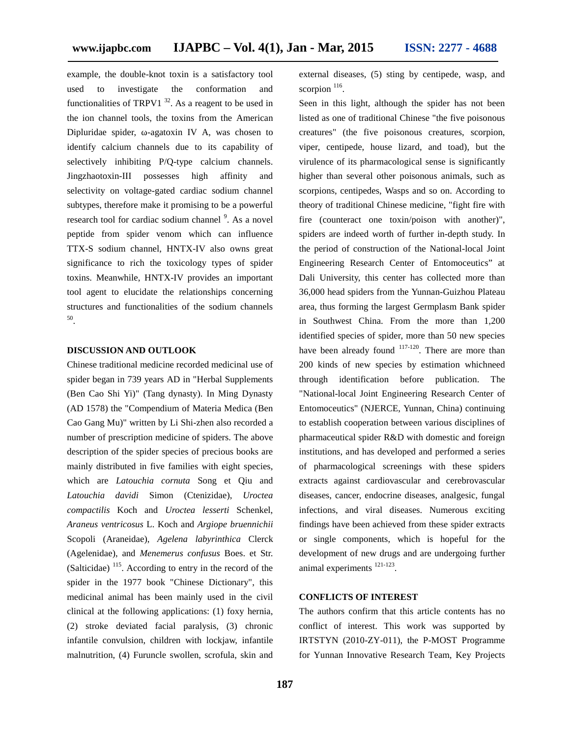example, the double-knot toxin is a satisfactory tool used to investigate the conformation and functionalities of TRPV1 [32]. As a reagent to be used in the ion channel tools, the toxins from the American Dipluridae spider, ω-agatoxin IV A, was chosen to identify calcium channels due to its capability of selectively inhibiting P/Q-type calcium channels. Jingzhaotoxin-III possesses high affinity and selectivity on voltage-gated cardiac sodium channel subtypes, therefore make it promising to be a powerful research tool for cardiac sodium channel [9]. As a novel peptide from spider venom which can influence TTX-S sodium channel, HNTX-IV also owns great significance to rich the toxicology types of spider toxins. Meanwhile, HNTX-IV provides an important tool agent to elucidate the relationships concerning structures and functionalities of the sodium channels [50].

## DISCUSSION AND OUTLOOK

Chinese traditional medicine recorded medicinal use of spider began in 739 years AD in "Herbal Supplements (Ben Cao Shi Yi)" (Tang dynasty). In Ming Dynasty (AD 1578) the "Compendium of Materia Medica (Ben Cao Gang Mu)" written by Li Shi-zhen also recorded a number of prescription medicine of spiders. The above description of the spider species of precious books are mainly distributed in five families with eight species, which are *Latouchia cornuta* Song et Qiu and *Latouchia davidi* Simon (Ctenizidae), *Uroctea compactilis* Koch and *Uroctea lesserti* Schenkel, *Araneus ventricosus* L. Koch and *Argiope bruennichii* Scopoli (Araneidae), *Agelena labyrinthica* Clerck (Agelenidae), and *Menemerus confusus* Boes. et Str. (Salticidae) [115]. According to entry in the record of the spider in the 1977 book "Chinese Dictionary", this medicinal animal has been mainly used in the civil clinical at the following applications: (1) foxy hernia, (2) stroke deviated facial paralysis, (3) chronic infantile convulsion, children with lockjaw, infantile malnutrition, (4) Furuncle swollen, scrofula, skin and external diseases, (5) sting by centipede, wasp, and scorpion [116].

Seen in this light, although the spider has not been listed as one of traditional Chinese "the five poisonous creatures" (the five poisonous creatures, scorpion, viper, centipede, house lizard, and toad), but the virulence of its pharmacological sense is significantly higher than several other poisonous animals, such as scorpions, centipedes, Wasps and so on. According to theory of traditional Chinese medicine, "fight fire with fire (counteract one toxin/poison with another)", spiders are indeed worth of further in-depth study. In the period of construction of the National-local Joint Engineering Research Center of Entomoceutics" at Dali University, this center has collected more than 36,000 head spiders from the Yunnan-Guizhou Plateau area, thus forming the largest Germplasm Bank spider in Southwest China. From the more than 1,200 identified species of spider, more than 50 new species have been already found [117-120]. There are more than 200 kinds of new species by estimation whichneed through identification before publication. The "National-local Joint Engineering Research Center of Entomoceutics" (NJERCE, Yunnan, China) continuing to establish cooperation between various disciplines of pharmaceutical spider R&D with domestic and foreign institutions, and has developed and performed a series of pharmacological screenings with these spiders extracts against cardiovascular and cerebrovascular diseases, cancer, endocrine diseases, analgesic, fungal infections, and viral diseases. Numerous exciting findings have been achieved from these spider extracts or single components, which is hopeful for the development of new drugs and are undergoing further animal experiments [121-123].

## CONFLICTS OF INTEREST

The authors confirm that this article contents has no conflict of interest. This work was supported by IRTSTYN (2010-ZY-011), the P-MOST Programme for Yunnan Innovative Research Team, Key Projects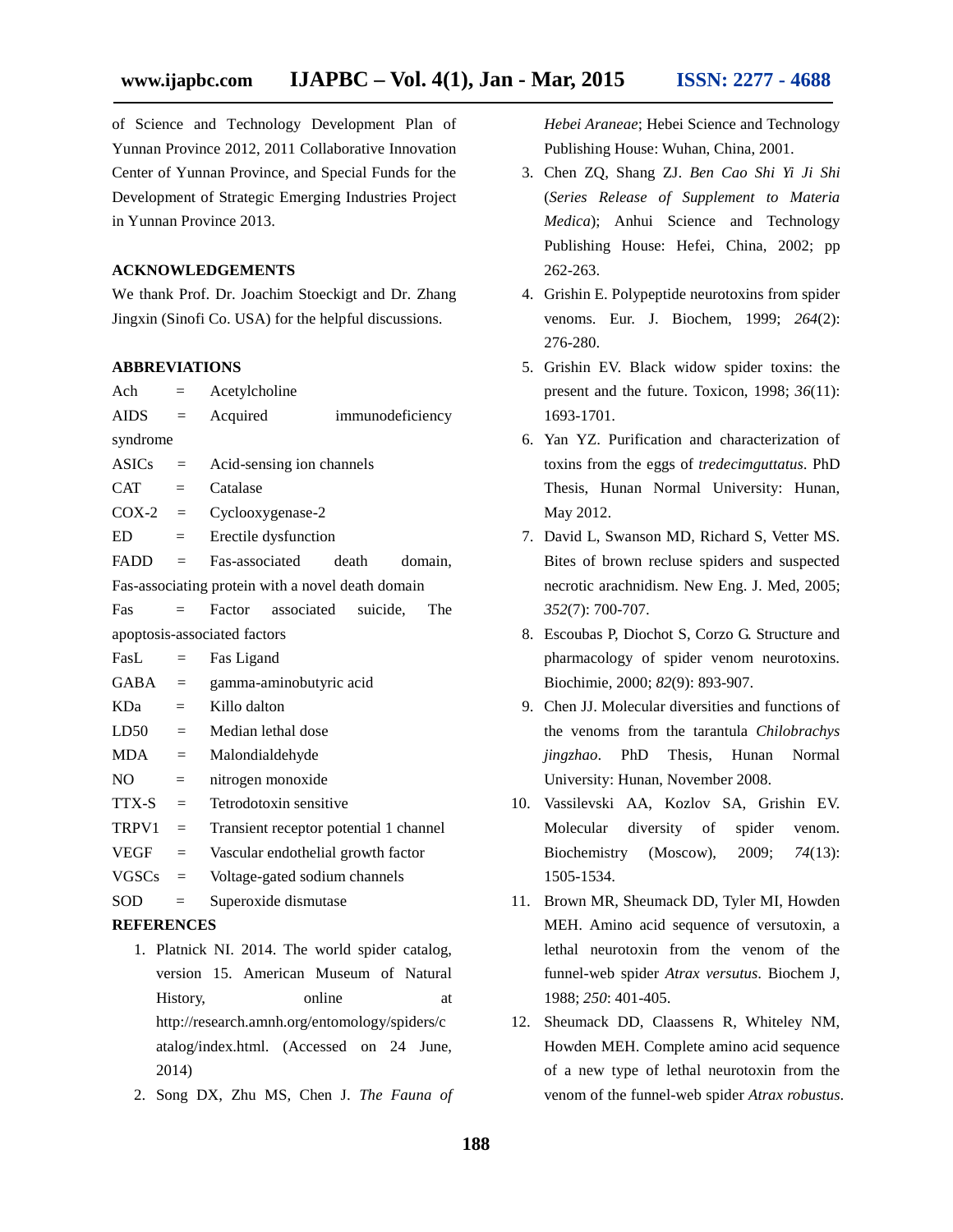of Science and Technology Development Plan of Yunnan Province 2012, 2011 Collaborative Innovation Center of Yunnan Province, and Special Funds for the Development of Strategic Emerging Industries Project in Yunnan Province 2013.

## ACKNOWLEDGEMENTS

We thank Prof. Dr. Joachim Stoeckigt and Dr. Zhang Jingxin (Sinofi Co. USA) for the helpful discussions.

## ABBREVIATIONS

Ach = Acetylcholine
AIDS = Acquired immunodeficiency syndrome
ASICs = Acid-sensing ion channels
CAT = Catalase
COX-2 = Cyclooxygenase-2
ED = Erectile dysfunction
FADD = Fas-associated death domain, Fas-associating protein with a novel death domain
Fas = Factor associated suicide, The apoptosis-associated factors
FasL = Fas Ligand
GABA = gamma-aminobutyric acid
KDa = Killo dalton
LD50 = Median lethal dose
MDA = Malondialdehyde
NO = nitrogen monoxide
TTX-S = Tetrodotoxin sensitive
TRPV1 = Transient receptor potential 1 channel
VEGF = Vascular endothelial growth factor
VGSCs = Voltage-gated sodium channels
SOD = Superoxide dismutase

## REFERENCES

1. Platnick NI. 2014. The world spider catalog, version 15. American Museum of Natural History, online at http://research.amnh.org/entomology/spiders/catalog/index.html. (Accessed on 24 June, 2014)
2. Song DX, Zhu MS, Chen J. *The Fauna of Hebei Araneae*; Hebei Science and Technology Publishing House: Wuhan, China, 2001.
3. Chen ZQ, Shang ZJ. *Ben Cao Shi Yi Ji Shi* (*Series Release of Supplement to Materia Medica*); Anhui Science and Technology Publishing House: Hefei, China, 2002; pp 262-263.
4. Grishin E. Polypeptide neurotoxins from spider venoms. Eur. J. Biochem, 1999; *264*(2): 276-280.
5. Grishin EV. Black widow spider toxins: the present and the future. Toxicon, 1998; *36*(11): 1693-1701.
6. Yan YZ. Purification and characterization of toxins from the eggs of *tredecimguttatus*. PhD Thesis, Hunan Normal University: Hunan, May 2012.
7. David L, Swanson MD, Richard S, Vetter MS. Bites of brown recluse spiders and suspected necrotic arachnidism. New Eng. J. Med, 2005; *352*(7): 700-707.
8. Escoubas P, Diochot S, Corzo G. Structure and pharmacology of spider venom neurotoxins. Biochimie, 2000; *82*(9): 893-907.
9. Chen JJ. Molecular diversities and functions of the venoms from the tarantula *Chilobrachys jingzhao*. PhD Thesis, Hunan Normal University: Hunan, November 2008.
10. Vassilevski AA, Kozlov SA, Grishin EV. Molecular diversity of spider venom. Biochemistry (Moscow), 2009; *74*(13): 1505-1534.
11. Brown MR, Sheumack DD, Tyler MI, Howden MEH. Amino acid sequence of versutoxin, a lethal neurotoxin from the venom of the funnel-web spider *Atrax versutus*. Biochem J, 1988; *250*: 401-405.
12. Sheumack DD, Claassens R, Whiteley NM, Howden MEH. Complete amino acid sequence of a new type of lethal neurotoxin from the venom of the funnel-web spider *Atrax robustus*.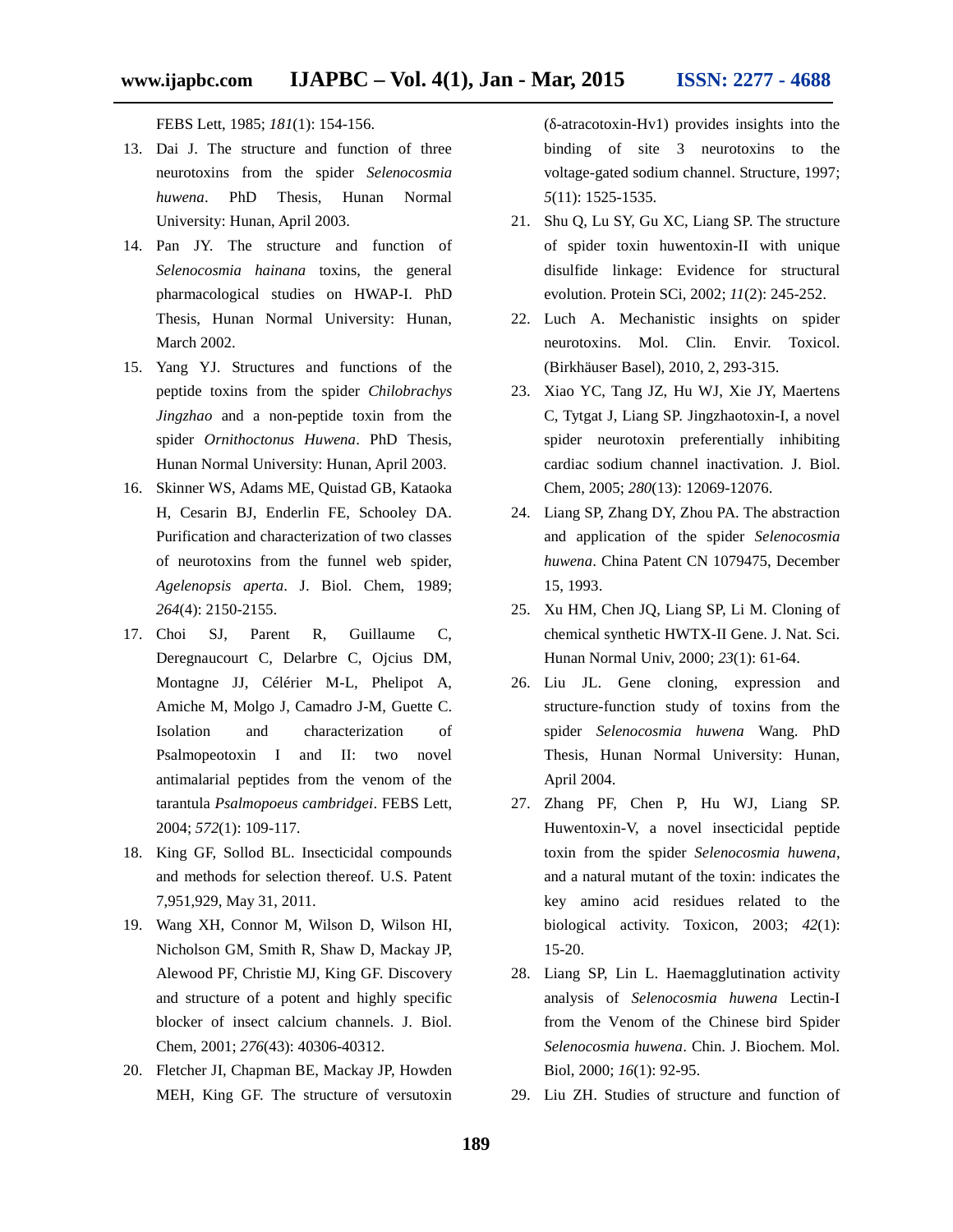FEBS Lett, 1985; *181*(1): 154-156.

13. Dai J. The structure and function of three neurotoxins from the spider *Selenocosmia huwena*. PhD Thesis, Hunan Normal University: Hunan, April 2003.
14. Pan JY. The structure and function of *Selenocosmia hainana* toxins, the general pharmacological studies on HWAP-I. PhD Thesis, Hunan Normal University: Hunan, March 2002.
15. Yang YJ. Structures and functions of the peptide toxins from the spider *Chilobrachys Jingzhao* and a non-peptide toxin from the spider *Ornithoctonus Huwena*. PhD Thesis, Hunan Normal University: Hunan, April 2003.
16. Skinner WS, Adams ME, Quistad GB, Kataoka H, Cesarin BJ, Enderlin FE, Schooley DA. Purification and characterization of two classes of neurotoxins from the funnel web spider, *Agelenopsis aperta*. J. Biol. Chem, 1989; *264*(4): 2150-2155.
17. Choi SJ, Parent R, Guillaume C, Deregnaucourt C, Delarbre C, Ojcius DM, Montagne JJ, Célérier M-L, Phelipot A, Amiche M, Molgo J, Camadro J-M, Guette C. Isolation and characterization of Psalmopeotoxin I and II: two novel antimalarial peptides from the venom of the tarantula *Psalmopoeus cambridgei*. FEBS Lett, 2004; *572*(1): 109-117.
18. King GF, Sollod BL. Insecticidal compounds and methods for selection thereof. U.S. Patent 7,951,929, May 31, 2011.
19. Wang XH, Connor M, Wilson D, Wilson HI, Nicholson GM, Smith R, Shaw D, Mackay JP, Alewood PF, Christie MJ, King GF. Discovery and structure of a potent and highly specific blocker of insect calcium channels. J. Biol. Chem, 2001; *276*(43): 40306-40312.
20. Fletcher JI, Chapman BE, Mackay JP, Howden MEH, King GF. The structure of versutoxin (δ-atracotoxin-Hv1) provides insights into the binding of site 3 neurotoxins to the voltage-gated sodium channel. Structure, 1997; *5*(11): 1525-1535.
21. Shu Q, Lu SY, Gu XC, Liang SP. The structure of spider toxin huwentoxin-II with unique disulfide linkage: Evidence for structural evolution. Protein SCi, 2002; *11*(2): 245-252.
22. Luch A. Mechanistic insights on spider neurotoxins. Mol. Clin. Envir. Toxicol. (Birkhäuser Basel), 2010, 2, 293-315.
23. Xiao YC, Tang JZ, Hu WJ, Xie JY, Maertens C, Tytgat J, Liang SP. Jingzhaotoxin-I, a novel spider neurotoxin preferentially inhibiting cardiac sodium channel inactivation. J. Biol. Chem, 2005; *280*(13): 12069-12076.
24. Liang SP, Zhang DY, Zhou PA. The abstraction and application of the spider *Selenocosmia huwena*. China Patent CN 1079475, December 15, 1993.
25. Xu HM, Chen JQ, Liang SP, Li M. Cloning of chemical synthetic HWTX-II Gene. J. Nat. Sci. Hunan Normal Univ, 2000; *23*(1): 61-64.
26. Liu JL. Gene cloning, expression and structure-function study of toxins from the spider *Selenocosmia huwena* Wang. PhD Thesis, Hunan Normal University: Hunan, April 2004.
27. Zhang PF, Chen P, Hu WJ, Liang SP. Huwentoxin-V, a novel insecticidal peptide toxin from the spider *Selenocosmia huwena*, and a natural mutant of the toxin: indicates the key amino acid residues related to the biological activity. Toxicon, 2003; *42*(1): 15-20.
28. Liang SP, Lin L. Haemagglutination activity analysis of *Selenocosmia huwena* Lectin-I from the Venom of the Chinese bird Spider *Selenocosmia huwena*. Chin. J. Biochem. Mol. Biol, 2000; *16*(1): 92-95.
29. Liu ZH. Studies of structure and function of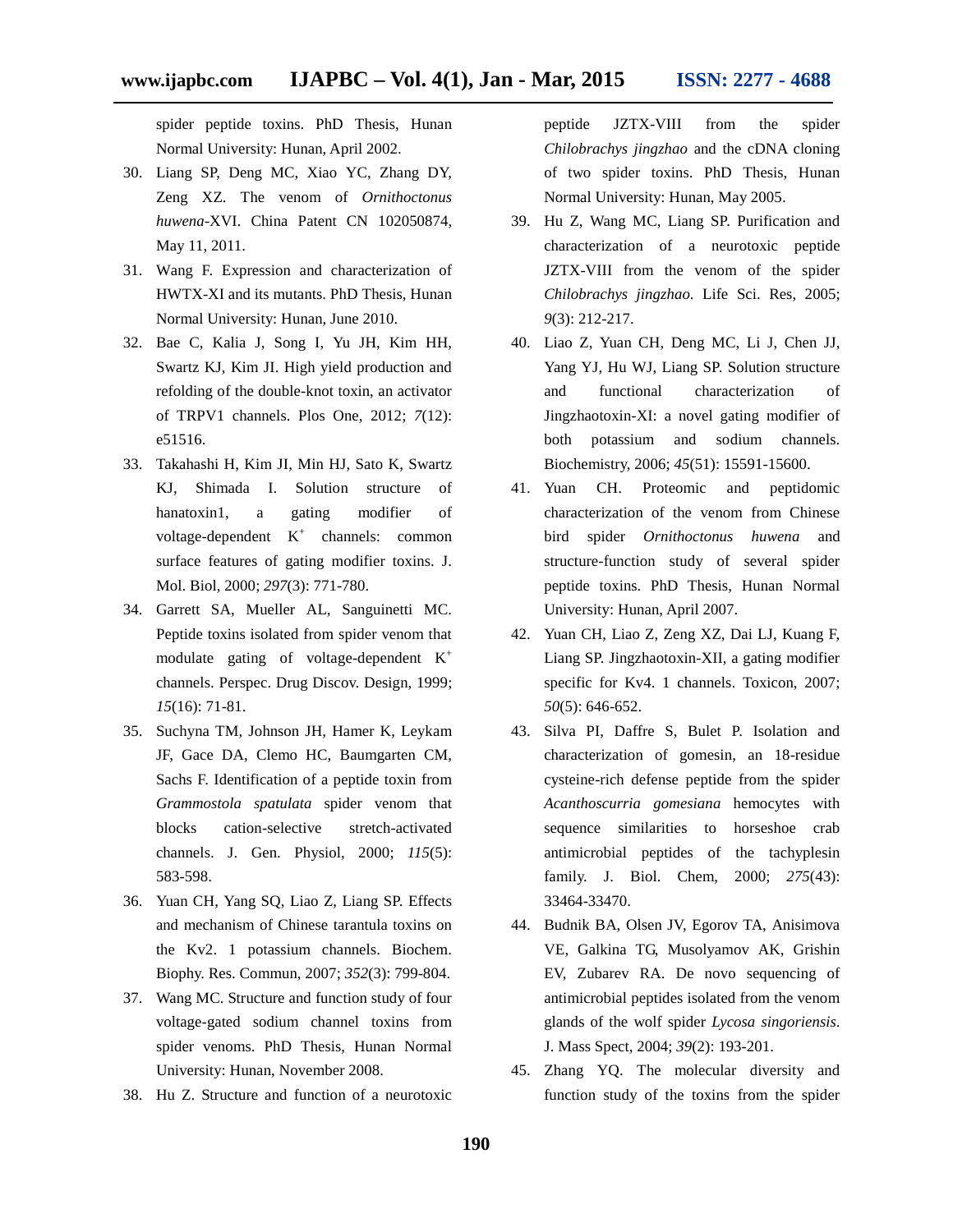spider peptide toxins. PhD Thesis, Hunan Normal University: Hunan, April 2002.

30. Liang SP, Deng MC, Xiao YC, Zhang DY, Zeng XZ. The venom of *Ornithoctonus huwena*-XVI. China Patent CN 102050874, May 11, 2011.
31. Wang F. Expression and characterization of HWTX-XI and its mutants. PhD Thesis, Hunan Normal University: Hunan, June 2010.
32. Bae C, Kalia J, Song I, Yu JH, Kim HH, Swartz KJ, Kim JI. High yield production and refolding of the double-knot toxin, an activator of TRPV1 channels. Plos One, 2012; *7*(12): e51516.
33. Takahashi H, Kim JI, Min HJ, Sato K, Swartz KJ, Shimada I. Solution structure of hanatoxin1, a gating modifier of voltage-dependent $K^+$ channels: common surface features of gating modifier toxins. J. Mol. Biol, 2000; *297*(3): 771-780.
34. Garrett SA, Mueller AL, Sanguinetti MC. Peptide toxins isolated from spider venom that modulate gating of voltage-dependent $K^+$ channels. Perspec. Drug Discov. Design, 1999; *15*(16): 71-81.
35. Suchyna TM, Johnson JH, Hamer K, Leykam JF, Gace DA, Clemo HC, Baumgarten CM, Sachs F. Identification of a peptide toxin from *Grammostola spatulata* spider venom that blocks cation-selective stretch-activated channels. J. Gen. Physiol, 2000; *115*(5): 583-598.
36. Yuan CH, Yang SQ, Liao Z, Liang SP. Effects and mechanism of Chinese tarantula toxins on the Kv2. 1 potassium channels. Biochem. Biophy. Res. Commun, 2007; *352*(3): 799-804.
37. Wang MC. Structure and function study of four voltage-gated sodium channel toxins from spider venoms. PhD Thesis, Hunan Normal University: Hunan, November 2008.
38. Hu Z. Structure and function of a neurotoxic peptide JZTX-VIII from the spider *Chilobrachys jingzhao* and the cDNA cloning of two spider toxins. PhD Thesis, Hunan Normal University: Hunan, May 2005.
39. Hu Z, Wang MC, Liang SP. Purification and characterization of a neurotoxic peptide JZTX-VIII from the venom of the spider *Chilobrachys jingzhao*. Life Sci. Res, 2005; *9*(3): 212-217.
40. Liao Z, Yuan CH, Deng MC, Li J, Chen JJ, Yang YJ, Hu WJ, Liang SP. Solution structure and functional characterization of Jingzhaotoxin-XI: a novel gating modifier of both potassium and sodium channels. Biochemistry, 2006; *45*(51): 15591-15600.
41. Yuan CH. Proteomic and peptidomic characterization of the venom from Chinese bird spider *Ornithoctonus huwena* and structure-function study of several spider peptide toxins. PhD Thesis, Hunan Normal University: Hunan, April 2007.
42. Yuan CH, Liao Z, Zeng XZ, Dai LJ, Kuang F, Liang SP. Jingzhaotoxin-XII, a gating modifier specific for Kv4. 1 channels. Toxicon, 2007; *50*(5): 646-652.
43. Silva PI, Daffre S, Bulet P. Isolation and characterization of gomesin, an 18-residue cysteine-rich defense peptide from the spider *Acanthoscurria gomesiana* hemocytes with sequence similarities to horseshoe crab antimicrobial peptides of the tachyplesin family. J. Biol. Chem, 2000; *275*(43): 33464-33470.
44. Budnik BA, Olsen JV, Egorov TA, Anisimova VE, Galkina TG, Musolyamov AK, Grishin EV, Zubarev RA. De novo sequencing of antimicrobial peptides isolated from the venom glands of the wolf spider *Lycosa singoriensis*. J. Mass Spect, 2004; *39*(2): 193-201.
45. Zhang YQ. The molecular diversity and function study of the toxins from the spider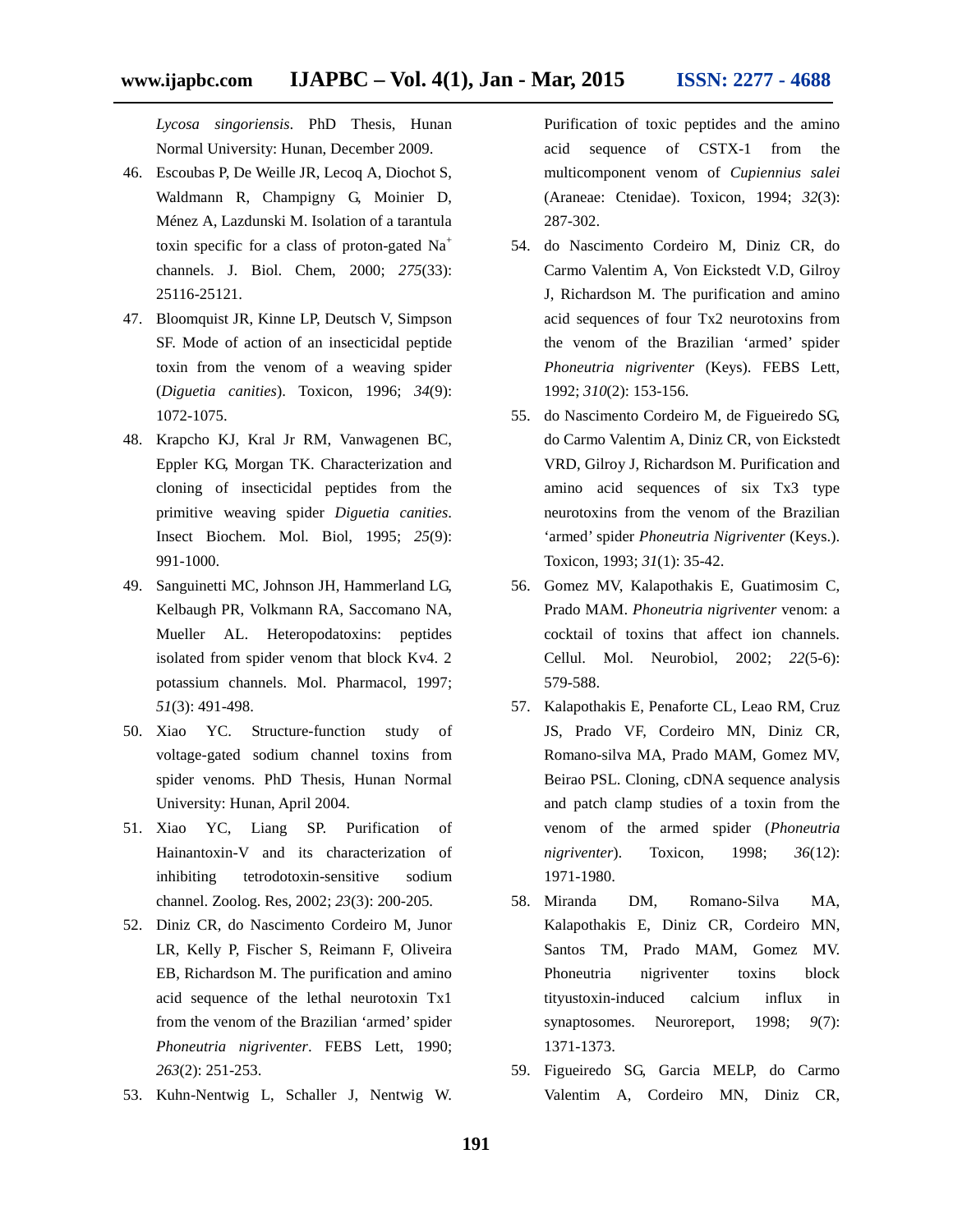*Lycosa singoriensis*. PhD Thesis, Hunan Normal University: Hunan, December 2009.

46. Escoubas P, De Weille JR, Lecoq A, Diochot S, Waldmann R, Champigny G, Moinier D, Ménez A, Lazdunski M. Isolation of a tarantula toxin specific for a class of proton-gated $Na^+$ channels. J. Biol. Chem, 2000; *275*(33): 25116-25121.
47. Bloomquist JR, Kinne LP, Deutsch V, Simpson SF. Mode of action of an insecticidal peptide toxin from the venom of a weaving spider (*Diguetia canities*). Toxicon, 1996; *34*(9): 1072-1075.
48. Krapcho KJ, Kral Jr RM, Vanwagenen BC, Eppler KG, Morgan TK. Characterization and cloning of insecticidal peptides from the primitive weaving spider *Diguetia canities*. Insect Biochem. Mol. Biol, 1995; *25*(9): 991-1000.
49. Sanguinetti MC, Johnson JH, Hammerland LG, Kelbaugh PR, Volkmann RA, Saccomano NA, Mueller AL. Heteropodatoxins: peptides isolated from spider venom that block Kv4. 2 potassium channels. Mol. Pharmacol, 1997; *51*(3): 491-498.
50. Xiao YC. Structure-function study of voltage-gated sodium channel toxins from spider venoms. PhD Thesis, Hunan Normal University: Hunan, April 2004.
51. Xiao YC, Liang SP. Purification of Hainantoxin-V and its characterization of inhibiting tetrodotoxin-sensitive sodium channel. Zoolog. Res, 2002; *23*(3): 200-205.
52. Diniz CR, do Nascimento Cordeiro M, Junor LR, Kelly P, Fischer S, Reimann F, Oliveira EB, Richardson M. The purification and amino acid sequence of the lethal neurotoxin Tx1 from the venom of the Brazilian 'armed' spider *Phoneutria nigriventer*. FEBS Lett, 1990; *263*(2): 251-253.
53. Kuhn-Nentwig L, Schaller J, Nentwig W. Purification of toxic peptides and the amino acid sequence of CSTX-1 from the multicomponent venom of *Cupiennius salei* (Araneae: Ctenidae). Toxicon, 1994; *32*(3): 287-302.
54. do Nascimento Cordeiro M, Diniz CR, do Carmo Valentim A, Von Eickstedt V.D, Gilroy J, Richardson M. The purification and amino acid sequences of four Tx2 neurotoxins from the venom of the Brazilian 'armed' spider *Phoneutria nigriventer* (Keys). FEBS Lett, 1992; *310*(2): 153-156.
55. do Nascimento Cordeiro M, de Figueiredo SG, do Carmo Valentim A, Diniz CR, von Eickstedt VRD, Gilroy J, Richardson M. Purification and amino acid sequences of six Tx3 type neurotoxins from the venom of the Brazilian 'armed' spider *Phoneutria Nigriventer* (Keys.). Toxicon, 1993; *31*(1): 35-42.
56. Gomez MV, Kalapothakis E, Guatimosim C, Prado MAM. *Phoneutria nigriventer* venom: a cocktail of toxins that affect ion channels. Cellul. Mol. Neurobiol, 2002; *22*(5-6): 579-588.
57. Kalapothakis E, Penaforte CL, Leao RM, Cruz JS, Prado VF, Cordeiro MN, Diniz CR, Romano-silva MA, Prado MAM, Gomez MV, Beirao PSL. Cloning, cDNA sequence analysis and patch clamp studies of a toxin from the venom of the armed spider (*Phoneutria nigriventer*). Toxicon, 1998; *36*(12): 1971-1980.
58. Miranda DM, Romano-Silva MA, Kalapothakis E, Diniz CR, Cordeiro MN, Santos TM, Prado MAM, Gomez MV. Phoneutria nigriventer toxins block tityustoxin-induced calcium influx in synaptosomes. Neuroreport, 1998; *9*(7): 1371-1373.
59. Figueiredo SG, Garcia MELP, do Carmo Valentim A, Cordeiro MN, Diniz CR,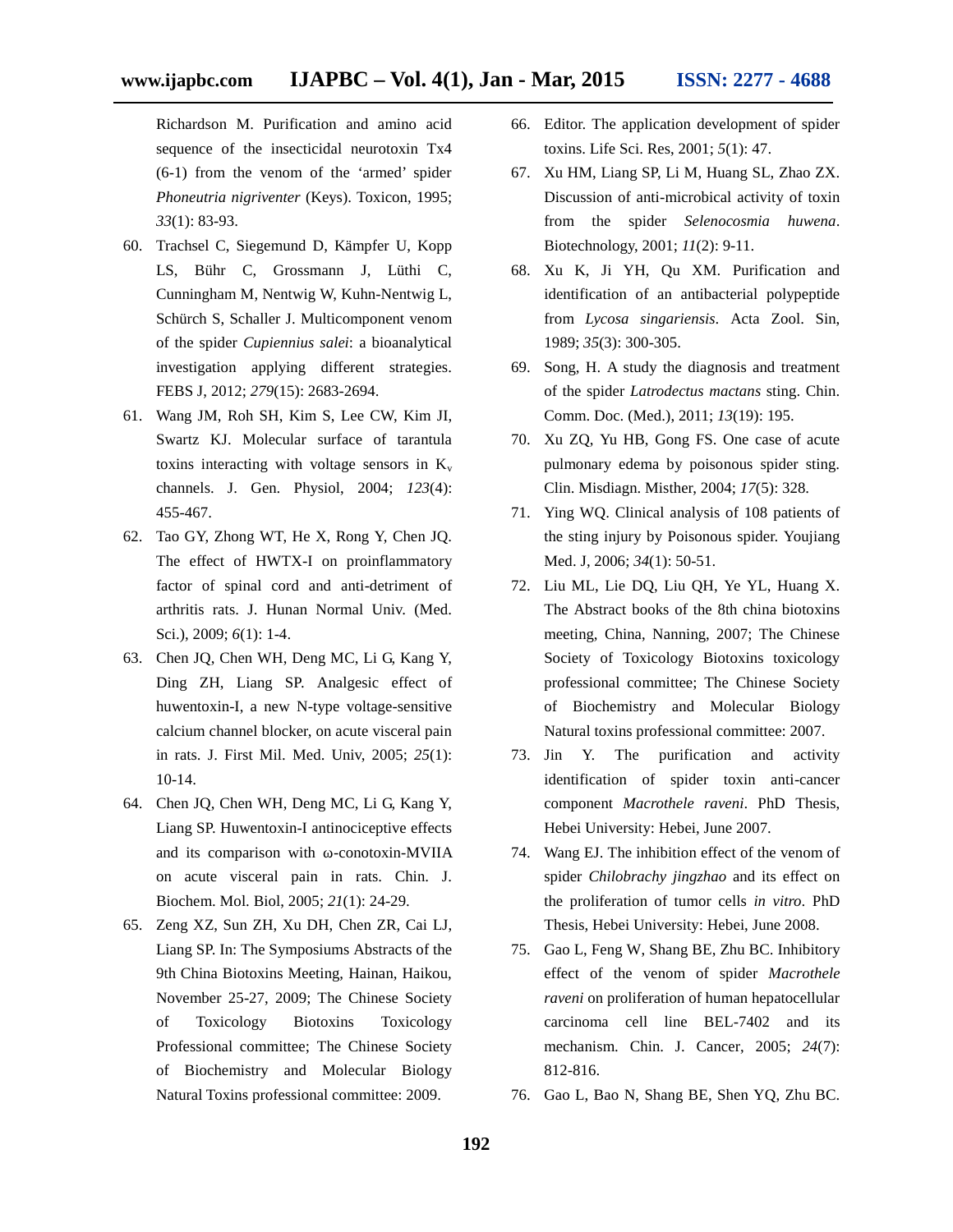Richardson M. Purification and amino acid sequence of the insecticidal neurotoxin Tx4 (6-1) from the venom of the 'armed' spider *Phoneutria nigriventer* (Keys). Toxicon, 1995; *33*(1): 83-93.

60. Trachsel C, Siegemund D, Kämpfer U, Kopp LS, Bühr C, Grossmann J, Lüthi C, Cunningham M, Nentwig W, Kuhn-Nentwig L, Schürch S, Schaller J. Multicomponent venom of the spider *Cupiennius salei*: a bioanalytical investigation applying different strategies. FEBS J, 2012; *279*(15): 2683-2694.
61. Wang JM, Roh SH, Kim S, Lee CW, Kim JI, Swartz KJ. Molecular surface of tarantula toxins interacting with voltage sensors in $K_v$ channels. J. Gen. Physiol, 2004; *123*(4): 455-467.
62. Tao GY, Zhong WT, He X, Rong Y, Chen JQ. The effect of HWTX-I on proinflammatory factor of spinal cord and anti-detriment of arthritis rats. J. Hunan Normal Univ. (Med. Sci.), 2009; *6*(1): 1-4.
63. Chen JQ, Chen WH, Deng MC, Li G, Kang Y, Ding ZH, Liang SP. Analgesic effect of huwentoxin-I, a new N-type voltage-sensitive calcium channel blocker, on acute visceral pain in rats. J. First Mil. Med. Univ, 2005; *25*(1): 10-14.
64. Chen JQ, Chen WH, Deng MC, Li G, Kang Y, Liang SP. Huwentoxin-I antinociceptive effects and its comparison with ω-conotoxin-MVIIA on acute visceral pain in rats. Chin. J. Biochem. Mol. Biol, 2005; *21*(1): 24-29.
65. Zeng XZ, Sun ZH, Xu DH, Chen ZR, Cai LJ, Liang SP. In: The Symposiums Abstracts of the 9th China Biotoxins Meeting, Hainan, Haikou, November 25-27, 2009; The Chinese Society of Toxicology Biotoxins Toxicology Professional committee; The Chinese Society of Biochemistry and Molecular Biology Natural Toxins professional committee: 2009.
66. Editor. The application development of spider toxins. Life Sci. Res, 2001; *5*(1): 47.
67. Xu HM, Liang SP, Li M, Huang SL, Zhao ZX. Discussion of anti-microbical activity of toxin from the spider *Selenocosmia huwena*. Biotechnology, 2001; *11*(2): 9-11.
68. Xu K, Ji YH, Qu XM. Purification and identification of an antibacterial polypeptide from *Lycosa singariensis*. Acta Zool. Sin, 1989; *35*(3): 300-305.
69. Song, H. A study the diagnosis and treatment of the spider *Latrodectus mactans* sting. Chin. Comm. Doc. (Med.), 2011; *13*(19): 195.
70. Xu ZQ, Yu HB, Gong FS. One case of acute pulmonary edema by poisonous spider sting. Clin. Misdiagn. Misther, 2004; *17*(5): 328.
71. Ying WQ. Clinical analysis of 108 patients of the sting injury by Poisonous spider. Youjiang Med. J, 2006; *34*(1): 50-51.
72. Liu ML, Lie DQ, Liu QH, Ye YL, Huang X. The Abstract books of the 8th china biotoxins meeting, China, Nanning, 2007; The Chinese Society of Toxicology Biotoxins toxicology professional committee; The Chinese Society of Biochemistry and Molecular Biology Natural toxins professional committee: 2007.
73. Jin Y. The purification and activity identification of spider toxin anti-cancer component *Macrothele raveni*. PhD Thesis, Hebei University: Hebei, June 2007.
74. Wang EJ. The inhibition effect of the venom of spider *Chilobrachy jingzhao* and its effect on the proliferation of tumor cells *in vitro*. PhD Thesis, Hebei University: Hebei, June 2008.
75. Gao L, Feng W, Shang BE, Zhu BC. Inhibitory effect of the venom of spider *Macrothele raveni* on proliferation of human hepatocellular carcinoma cell line BEL-7402 and its mechanism. Chin. J. Cancer, 2005; *24*(7): 812-816.
76. Gao L, Bao N, Shang BE, Shen YQ, Zhu BC.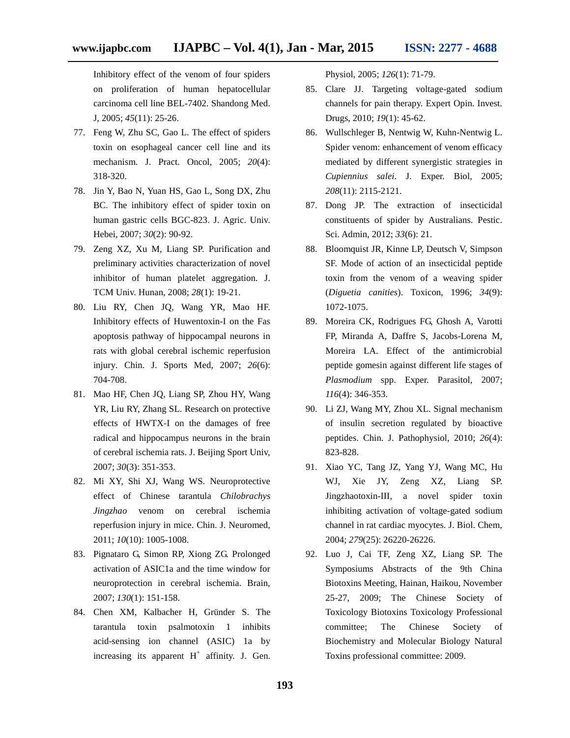Inhibitory effect of the venom of four spiders on proliferation of human hepatocellular carcinoma cell line BEL-7402. Shandong Med. J, 2005; *45*(11): 25-26.

77. Feng W, Zhu SC, Gao L. The effect of spiders toxin on esophageal cancer cell line and its mechanism. J. Pract. Oncol, 2005; *20*(4): 318-320.
78. Jin Y, Bao N, Yuan HS, Gao L, Song DX, Zhu BC. The inhibitory effect of spider toxin on human gastric cells BGC-823. J. Agric. Univ. Hebei, 2007; *30*(2): 90-92.
79. Zeng XZ, Xu M, Liang SP. Purification and preliminary activities characterization of novel inhibitor of human platelet aggregation. J. TCM Univ. Hunan, 2008; *28*(1): 19-21.
80. Liu RY, Chen JQ, Wang YR, Mao HF. Inhibitory effects of Huwentoxin-I on the Fas apoptosis pathway of hippocampal neurons in rats with global cerebral ischemic reperfusion injury. Chin. J. Sports Med, 2007; *26*(6): 704-708.
81. Mao HF, Chen JQ, Liang SP, Zhou HY, Wang YR, Liu RY, Zhang SL. Research on protective effects of HWTX-I on the damages of free radical and hippocampus neurons in the brain of cerebral ischemia rats. J. Beijing Sport Univ, 2007; *30*(3): 351-353.
82. Mi XY, Shi XJ, Wang WS. Neuroprotective effect of Chinese tarantula *Chilobrachys Jingzhao* venom on cerebral ischemia reperfusion injury in mice. Chin. J. Neuromed, 2011; *10*(10): 1005-1008.
83. Pignataro G, Simon RP, Xiong ZG. Prolonged activation of ASIC1a and the time window for neuroprotection in cerebral ischemia. Brain, 2007; *130*(1): 151-158.
84. Chen XM, Kalbacher H, Gründer S. The tarantula toxin psalmotoxin 1 inhibits acid-sensing ion channel (ASIC) 1a by increasing its apparent $H^+$ affinity. J. Gen. Physiol, 2005; *126*(1): 71-79.
85. Clare JJ. Targeting voltage-gated sodium channels for pain therapy. Expert Opin. Invest. Drugs, 2010; *19*(1): 45-62.
86. Wullschleger B, Nentwig W, Kuhn-Nentwig L. Spider venom: enhancement of venom efficacy mediated by different synergistic strategies in *Cupiennius salei*. J. Exper. Biol, 2005; *208*(11): 2115-2121.
87. Dong JP. The extraction of insecticidal constituents of spider by Australians. Pestic. Sci. Admin, 2012; *33*(6): 21.
88. Bloomquist JR, Kinne LP, Deutsch V, Simpson SF. Mode of action of an insecticidal peptide toxin from the venom of a weaving spider (*Diguetia canities*). Toxicon, 1996; *34*(9): 1072-1075.
89. Moreira CK, Rodrigues FG, Ghosh A, Varotti FP, Miranda A, Daffre S, Jacobs-Lorena M, Moreira LA. Effect of the antimicrobial peptide gomesin against different life stages of *Plasmodium* spp. Exper. Parasitol, 2007; *116*(4): 346-353.
90. Li ZJ, Wang MY, Zhou XL. Signal mechanism of insulin secretion regulated by bioactive peptides. Chin. J. Pathophysiol, 2010; *26*(4): 823-828.
91. Xiao YC, Tang JZ, Yang YJ, Wang MC, Hu WJ, Xie JY, Zeng XZ, Liang SP. Jingzhaotoxin-III, a novel spider toxin inhibiting activation of voltage-gated sodium channel in rat cardiac myocytes. J. Biol. Chem, 2004; *279*(25): 26220-26226.
92. Luo J, Cai TF, Zeng XZ, Liang SP. The Symposiums Abstracts of the 9th China Biotoxins Meeting, Hainan, Haikou, November 25-27, 2009; The Chinese Society of Toxicology Biotoxins Toxicology Professional committee; The Chinese Society of Biochemistry and Molecular Biology Natural Toxins professional committee: 2009.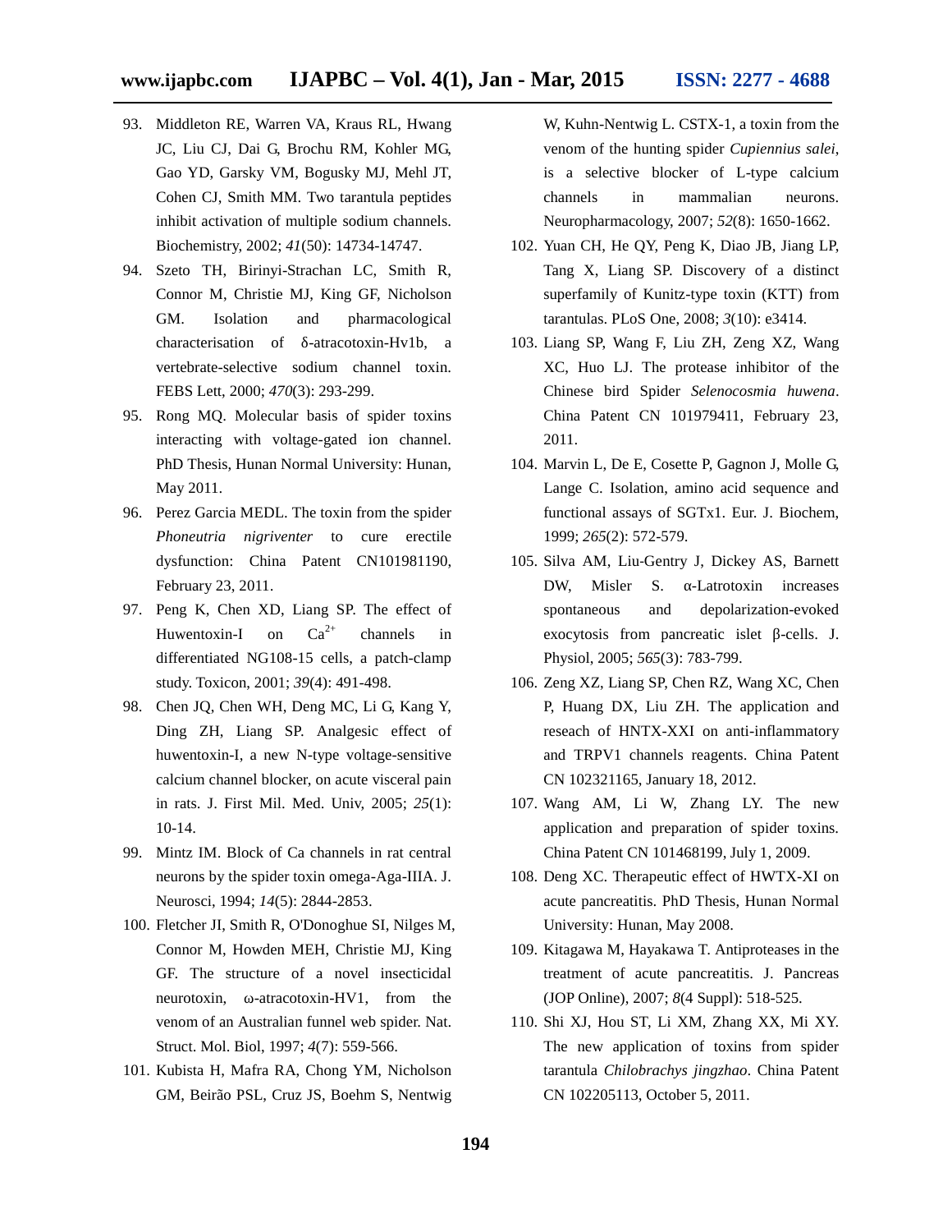93. Middleton RE, Warren VA, Kraus RL, Hwang JC, Liu CJ, Dai G, Brochu RM, Kohler MG, Gao YD, Garsky VM, Bogusky MJ, Mehl JT, Cohen CJ, Smith MM. Two tarantula peptides inhibit activation of multiple sodium channels. Biochemistry, 2002; *41*(50): 14734-14747.
94. Szeto TH, Birinyi-Strachan LC, Smith R, Connor M, Christie MJ, King GF, Nicholson GM. Isolation and pharmacological characterisation of δ-atracotoxin-Hv1b, a vertebrate-selective sodium channel toxin. FEBS Lett, 2000; *470*(3): 293-299.
95. Rong MQ. Molecular basis of spider toxins interacting with voltage-gated ion channel. PhD Thesis, Hunan Normal University: Hunan, May 2011.
96. Perez Garcia MEDL. The toxin from the spider *Phoneutria nigriventer* to cure erectile dysfunction: China Patent CN101981190, February 23, 2011.
97. Peng K, Chen XD, Liang SP. The effect of Huwentoxin-I on $Ca^{2+}$ channels in differentiated NG108-15 cells, a patch-clamp study. Toxicon, 2001; *39*(4): 491-498.
98. Chen JQ, Chen WH, Deng MC, Li G, Kang Y, Ding ZH, Liang SP. Analgesic effect of huwentoxin-I, a new N-type voltage-sensitive calcium channel blocker, on acute visceral pain in rats. J. First Mil. Med. Univ, 2005; *25*(1): 10-14.
99. Mintz IM. Block of Ca channels in rat central neurons by the spider toxin omega-Aga-IIIA. J. Neurosci, 1994; *14*(5): 2844-2853.
100. Fletcher JI, Smith R, O'Donoghue SI, Nilges M, Connor M, Howden MEH, Christie MJ, King GF. The structure of a novel insecticidal neurotoxin, ω-atracotoxin-HV1, from the venom of an Australian funnel web spider. Nat. Struct. Mol. Biol, 1997; *4*(7): 559-566.
101. Kubista H, Mafra RA, Chong YM, Nicholson GM, Beirão PSL, Cruz JS, Boehm S, Nentwig W, Kuhn-Nentwig L. CSTX-1, a toxin from the venom of the hunting spider *Cupiennius salei*, is a selective blocker of L-type calcium channels in mammalian neurons. Neuropharmacology, 2007; *52*(8): 1650-1662.
102. Yuan CH, He QY, Peng K, Diao JB, Jiang LP, Tang X, Liang SP. Discovery of a distinct superfamily of Kunitz-type toxin (KTT) from tarantulas. PLoS One, 2008; *3*(10): e3414.
103. Liang SP, Wang F, Liu ZH, Zeng XZ, Wang XC, Huo LJ. The protease inhibitor of the Chinese bird Spider *Selenocosmia huwena*. China Patent CN 101979411, February 23, 2011.
104. Marvin L, De E, Cosette P, Gagnon J, Molle G, Lange C. Isolation, amino acid sequence and functional assays of SGTx1. Eur. J. Biochem, 1999; *265*(2): 572-579.
105. Silva AM, Liu-Gentry J, Dickey AS, Barnett DW, Misler S. α-Latrotoxin increases spontaneous and depolarization-evoked exocytosis from pancreatic islet β-cells. J. Physiol, 2005; *565*(3): 783-799.
106. Zeng XZ, Liang SP, Chen RZ, Wang XC, Chen P, Huang DX, Liu ZH. The application and reseach of HNTX-XXI on anti-inflammatory and TRPV1 channels reagents. China Patent CN 102321165, January 18, 2012.
107. Wang AM, Li W, Zhang LY. The new application and preparation of spider toxins. China Patent CN 101468199, July 1, 2009.
108. Deng XC. Therapeutic effect of HWTX-XI on acute pancreatitis. PhD Thesis, Hunan Normal University: Hunan, May 2008.
109. Kitagawa M, Hayakawa T. Antiproteases in the treatment of acute pancreatitis. J. Pancreas (JOP Online), 2007; *8*(4 Suppl): 518-525.
110. Shi XJ, Hou ST, Li XM, Zhang XX, Mi XY. The new application of toxins from spider tarantula *Chilobrachys jingzhao*. China Patent CN 102205113, October 5, 2011.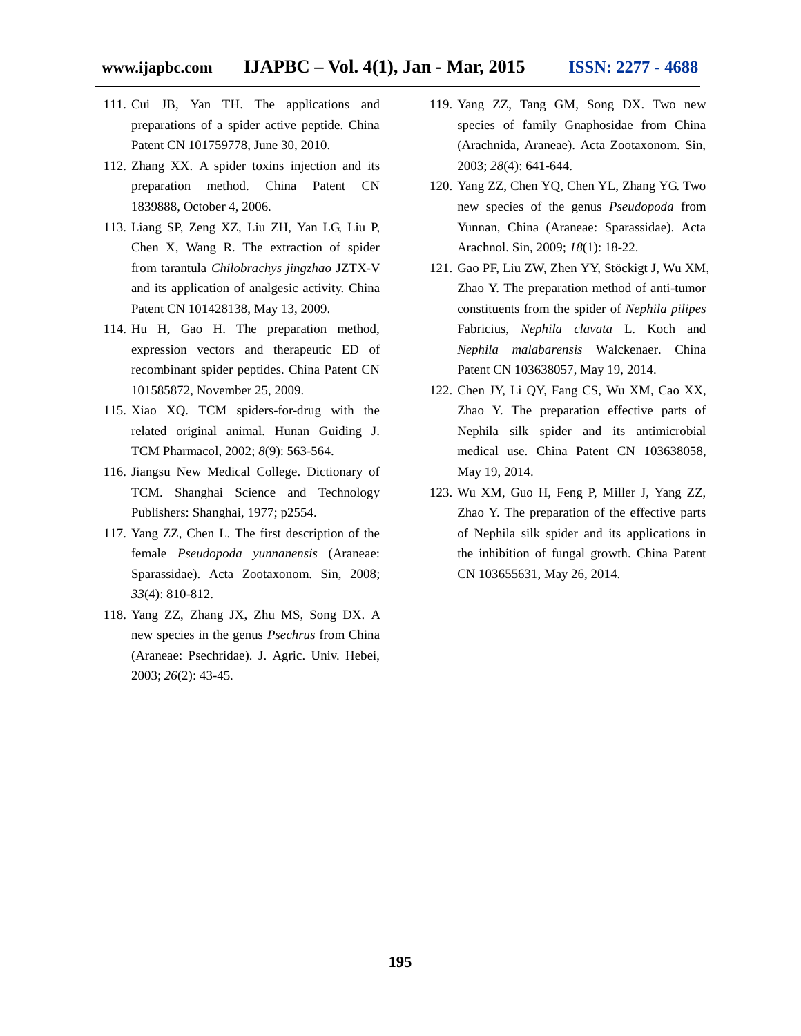111. Cui JB, Yan TH. The applications and preparations of a spider active peptide. China Patent CN 101759778, June 30, 2010.
112. Zhang XX. A spider toxins injection and its preparation method. China Patent CN 1839888, October 4, 2006.
113. Liang SP, Zeng XZ, Liu ZH, Yan LG, Liu P, Chen X, Wang R. The extraction of spider from tarantula *Chilobrachys jingzhao* JZTX-V and its application of analgesic activity. China Patent CN 101428138, May 13, 2009.
114. Hu H, Gao H. The preparation method, expression vectors and therapeutic ED of recombinant spider peptides. China Patent CN 101585872, November 25, 2009.
115. Xiao XQ. TCM spiders-for-drug with the related original animal. Hunan Guiding J. TCM Pharmacol, 2002; *8*(9): 563-564.
116. Jiangsu New Medical College. Dictionary of TCM. Shanghai Science and Technology Publishers: Shanghai, 1977; p2554.
117. Yang ZZ, Chen L. The first description of the female *Pseudopoda yunnanensis* (Araneae: Sparassidae). Acta Zootaxonom. Sin, 2008; *33*(4): 810-812.
118. Yang ZZ, Zhang JX, Zhu MS, Song DX. A new species in the genus *Psechrus* from China (Araneae: Psechridae). J. Agric. Univ. Hebei, 2003; *26*(2): 43-45.
119. Yang ZZ, Tang GM, Song DX. Two new species of family Gnaphosidae from China (Arachnida, Araneae). Acta Zootaxonom. Sin, 2003; *28*(4): 641-644.
120. Yang ZZ, Chen YQ, Chen YL, Zhang YG. Two new species of the genus *Pseudopoda* from Yunnan, China (Araneae: Sparassidae). Acta Arachnol. Sin, 2009; *18*(1): 18-22.
121. Gao PF, Liu ZW, Zhen YY, Stöckigt J, Wu XM, Zhao Y. The preparation method of anti-tumor constituents from the spider of *Nephila pilipes* Fabricius, *Nephila clavata* L. Koch and *Nephila malabarensis* Walckenaer. China Patent CN 103638057, May 19, 2014.
122. Chen JY, Li QY, Fang CS, Wu XM, Cao XX, Zhao Y. The preparation effective parts of Nephila silk spider and its antimicrobial medical use. China Patent CN 103638058, May 19, 2014.
123. Wu XM, Guo H, Feng P, Miller J, Yang ZZ, Zhao Y. The preparation of the effective parts of Nephila silk spider and its applications in the inhibition of fungal growth. China Patent CN 103655631, May 26, 2014.